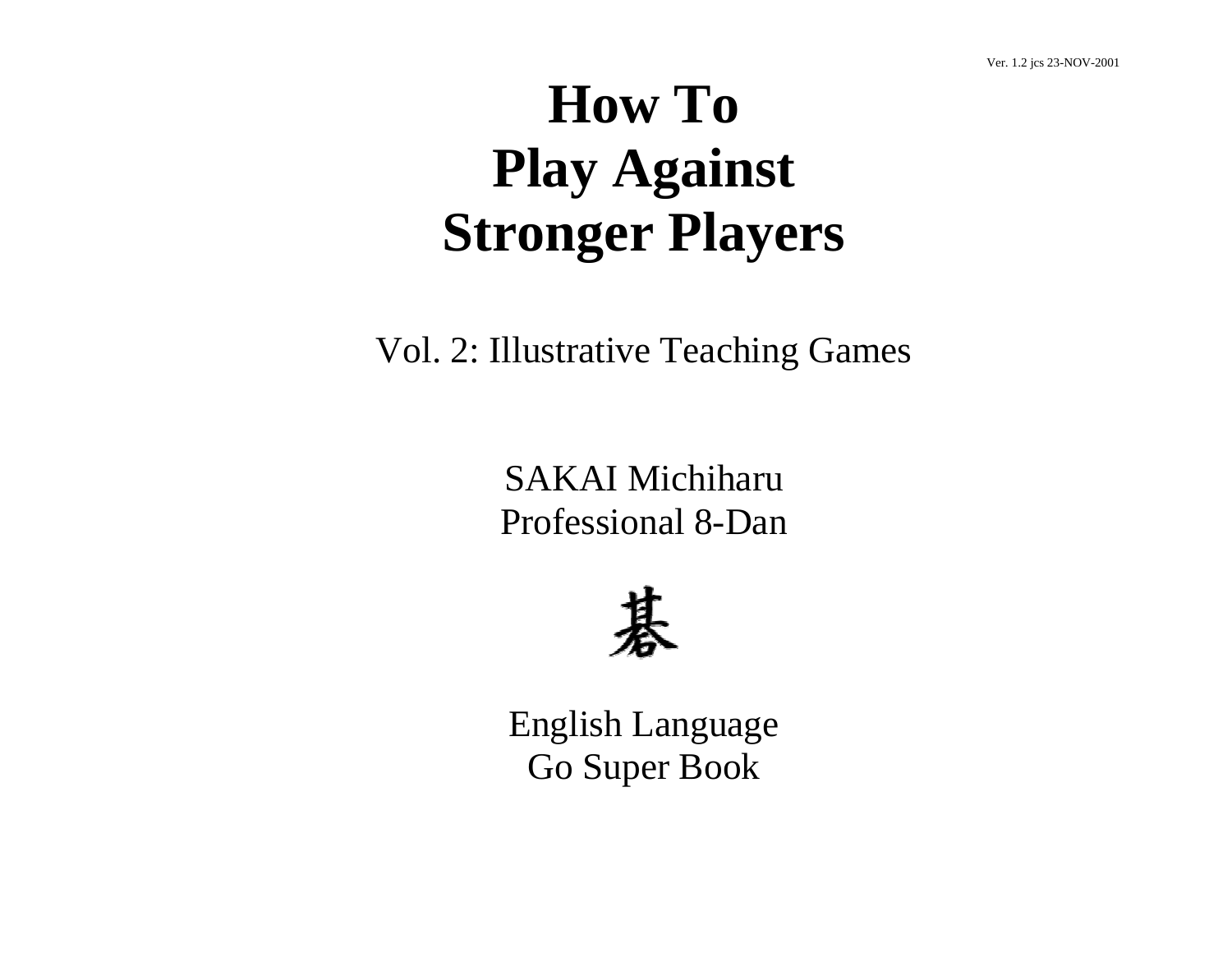Ver. 1.2 jcs 23-NOV-2001

# How To Play Against Stronger Players

Vol. 2: Illustrative Teaching Games

SAKAI Michiharu
Professional 8-Dan

碁

English Language
Go Super Book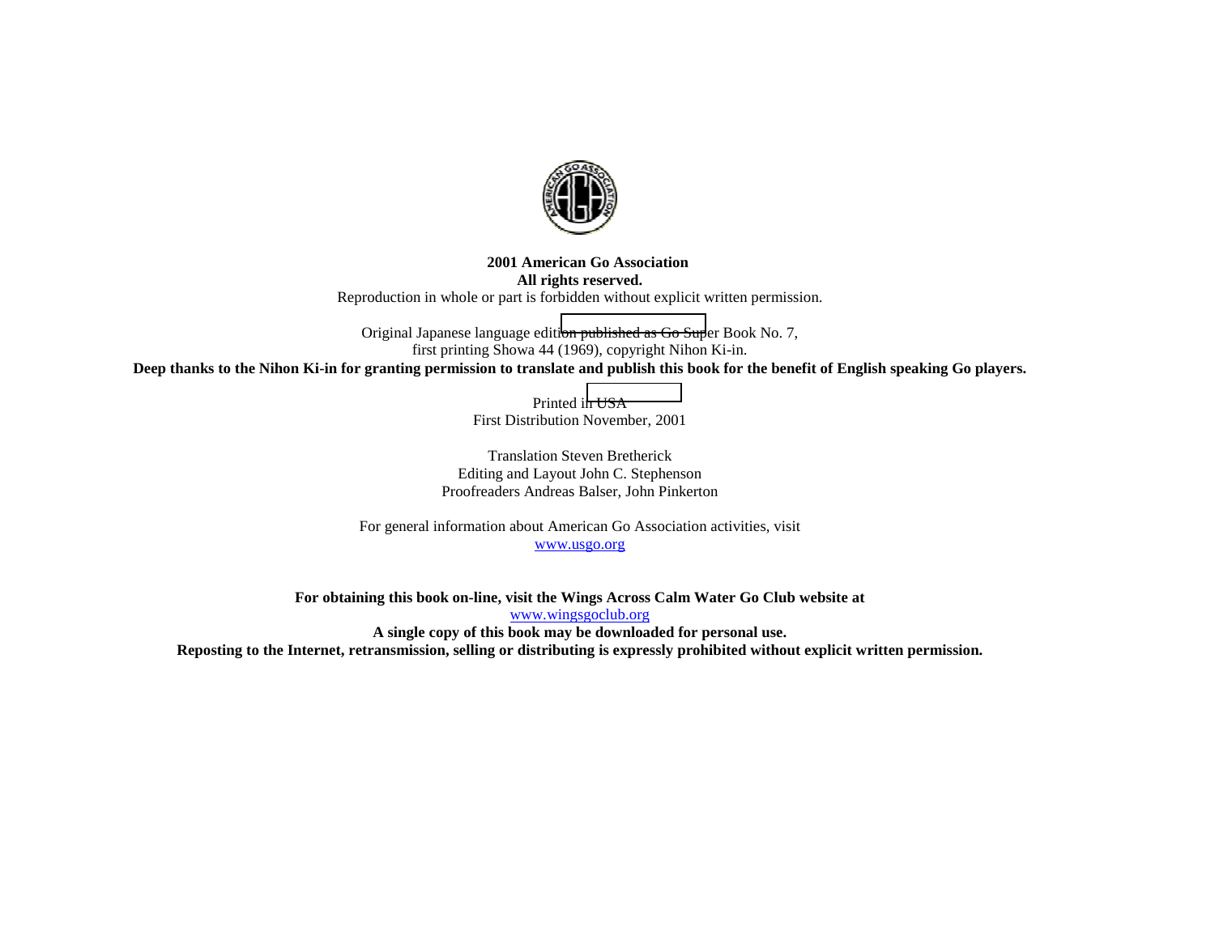**2001 American Go Association**
**All rights reserved.**

Reproduction in whole or part is forbidden without explicit written permission.

Original Japanese language edition published as Go Super Book No. 7,
first printing Showa 44 (1969), copyright Nihon Ki-in.

**Deep thanks to the Nihon Ki-in for granting permission to translate and publish this book for the benefit of English speaking Go players.**

Printed in USA
First Distribution November, 2001

Translation Steven Bretherick
Editing and Layout John C. Stephenson
Proofreaders Andreas Balser, John Pinkerton

For general information about American Go Association activities, visit
www.usgo.org

**For obtaining this book on-line, visit the Wings Across Calm Water Go Club website at**
www.wingsgoclub.org
**A single copy of this book may be downloaded for personal use.**
**Reposting to the Internet, retransmission, selling or distributing is expressly prohibited without explicit written permission.**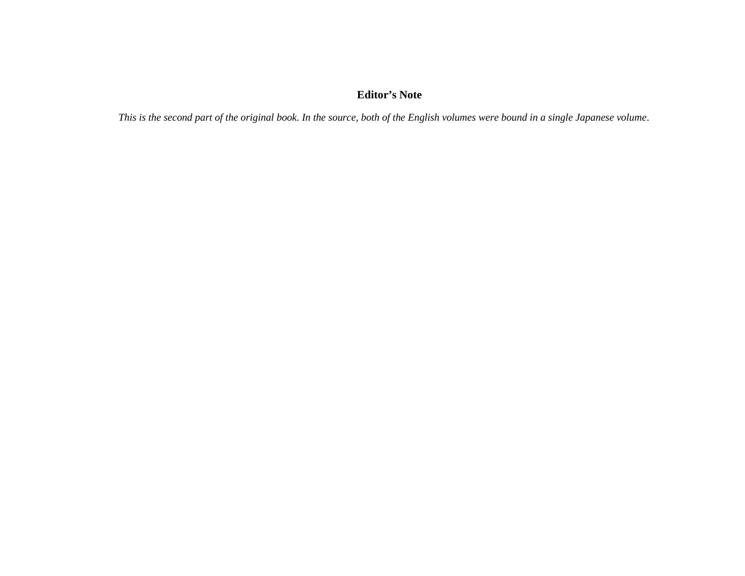**Editor’s Note**

*This is the second part of the original book. In the source, both of the English volumes were bound in a single Japanese volume*.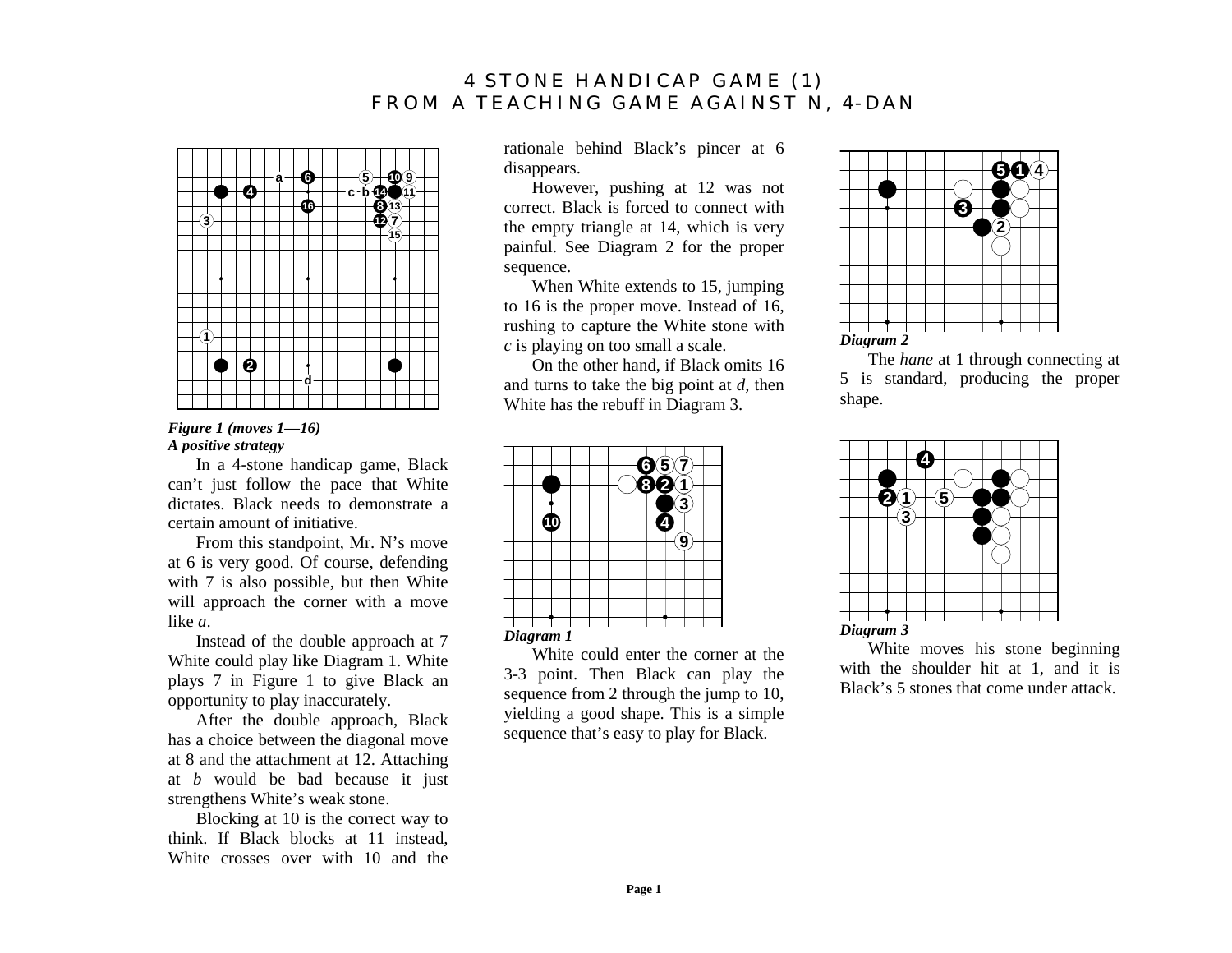# 4 STONE HANDICAP GAME (1)
## FROM A TEACHING GAME AGAINST N, 4-DAN

*Figure 1 (moves 1—16)*
***A positive strategy***

In a 4-stone handicap game, Black can't just follow the pace that White dictates. Black needs to demonstrate a certain amount of initiative.

From this standpoint, Mr. N's move at 6 is very good. Of course, defending with 7 is also possible, but then White will approach the corner with a move like *a*.

Instead of the double approach at 7 White could play like Diagram 1. White plays 7 in Figure 1 to give Black an opportunity to play inaccurately.

After the double approach, Black has a choice between the diagonal move at 8 and the attachment at 12. Attaching at *b* would be bad because it just strengthens White's weak stone.

Blocking at 10 is the correct way to think. If Black blocks at 11 instead, White crosses over with 10 and the rationale behind Black's pincer at 6 disappears.

However, pushing at 12 was not correct. Black is forced to connect with the empty triangle at 14, which is very painful. See Diagram 2 for the proper sequence.

When White extends to 15, jumping to 16 is the proper move. Instead of 16, rushing to capture the White stone with *c* is playing on too small a scale.

On the other hand, if Black omits 16 and turns to take the big point at *d*, then White has the rebuff in Diagram 3.

*Diagram 1*

White could enter the corner at the 3-3 point. Then Black can play the sequence from 2 through the jump to 10, yielding a good shape. This is a simple sequence that's easy to play for Black.

*Diagram 2*

The *hane* at 1 through connecting at 5 is standard, producing the proper shape.

*Diagram 3*

White moves his stone beginning with the shoulder hit at 1, and it is Black's 5 stones that come under attack.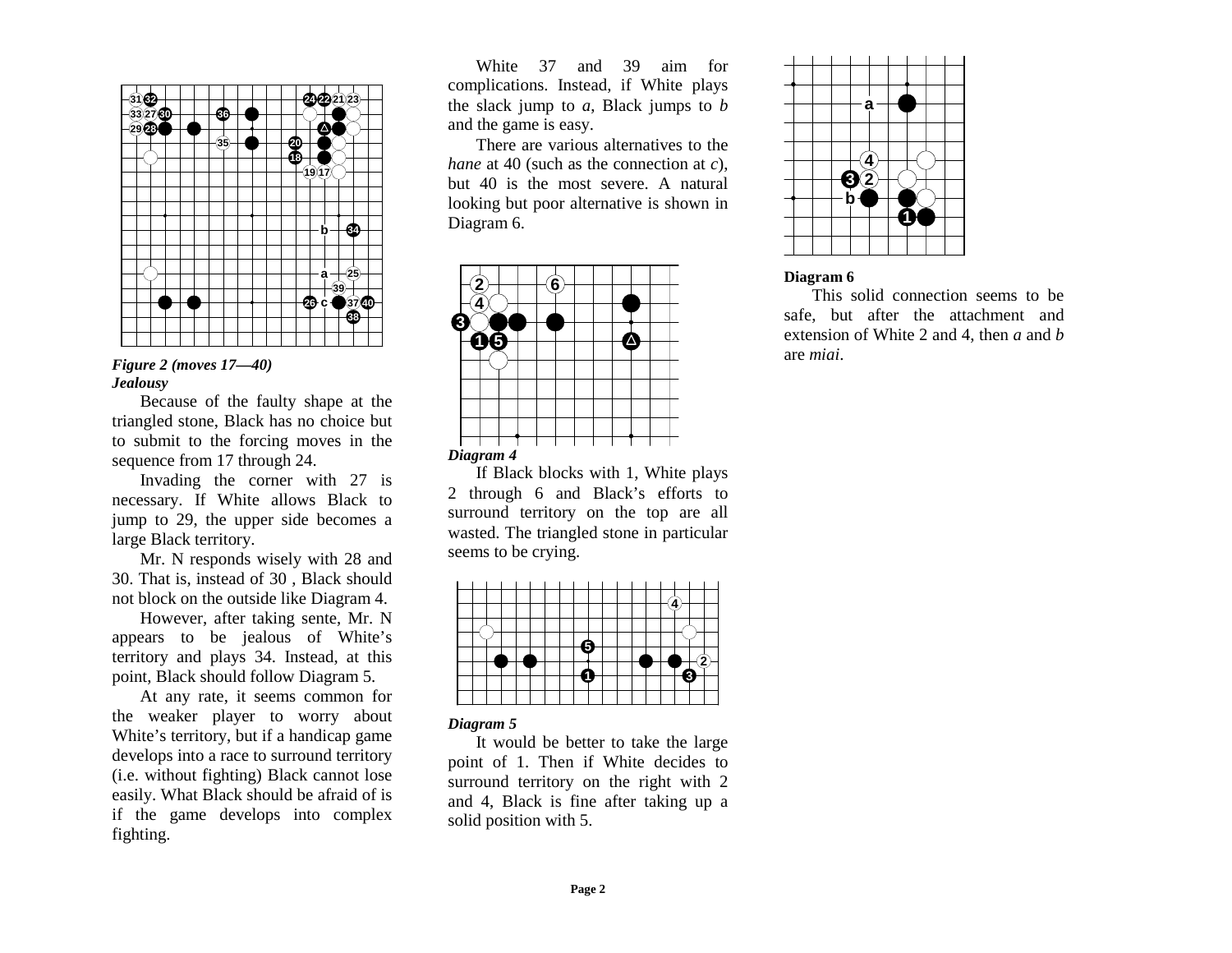*Figure 2 (moves 17—40)*
***Jealousy***

Because of the faulty shape at the triangled stone, Black has no choice but to submit to the forcing moves in the sequence from 17 through 24.

Invading the corner with 27 is necessary. If White allows Black to jump to 29, the upper side becomes a large Black territory.

Mr. N responds wisely with 28 and 30. That is, instead of 30 , Black should not block on the outside like Diagram 4.

However, after taking sente, Mr. N appears to be jealous of White's territory and plays 34. Instead, at this point, Black should follow Diagram 5.

At any rate, it seems common for the weaker player to worry about White's territory, but if a handicap game develops into a race to surround territory (i.e. without fighting) Black cannot lose easily. What Black should be afraid of is if the game develops into complex fighting.

White 37 and 39 aim for complications. Instead, if White plays the slack jump to *a*, Black jumps to *b* and the game is easy.

There are various alternatives to the *hane* at 40 (such as the connection at *c*), but 40 is the most severe. A natural looking but poor alternative is shown in Diagram 6.

*Diagram 4*

If Black blocks with 1, White plays 2 through 6 and Black's efforts to surround territory on the top are all wasted. The triangled stone in particular seems to be crying.

*Diagram 5*

It would be better to take the large point of 1. Then if White decides to surround territory on the right with 2 and 4, Black is fine after taking up a solid position with 5.

**Diagram 6**

This solid connection seems to be safe, but after the attachment and extension of White 2 and 4, then *a* and *b* are *miai*.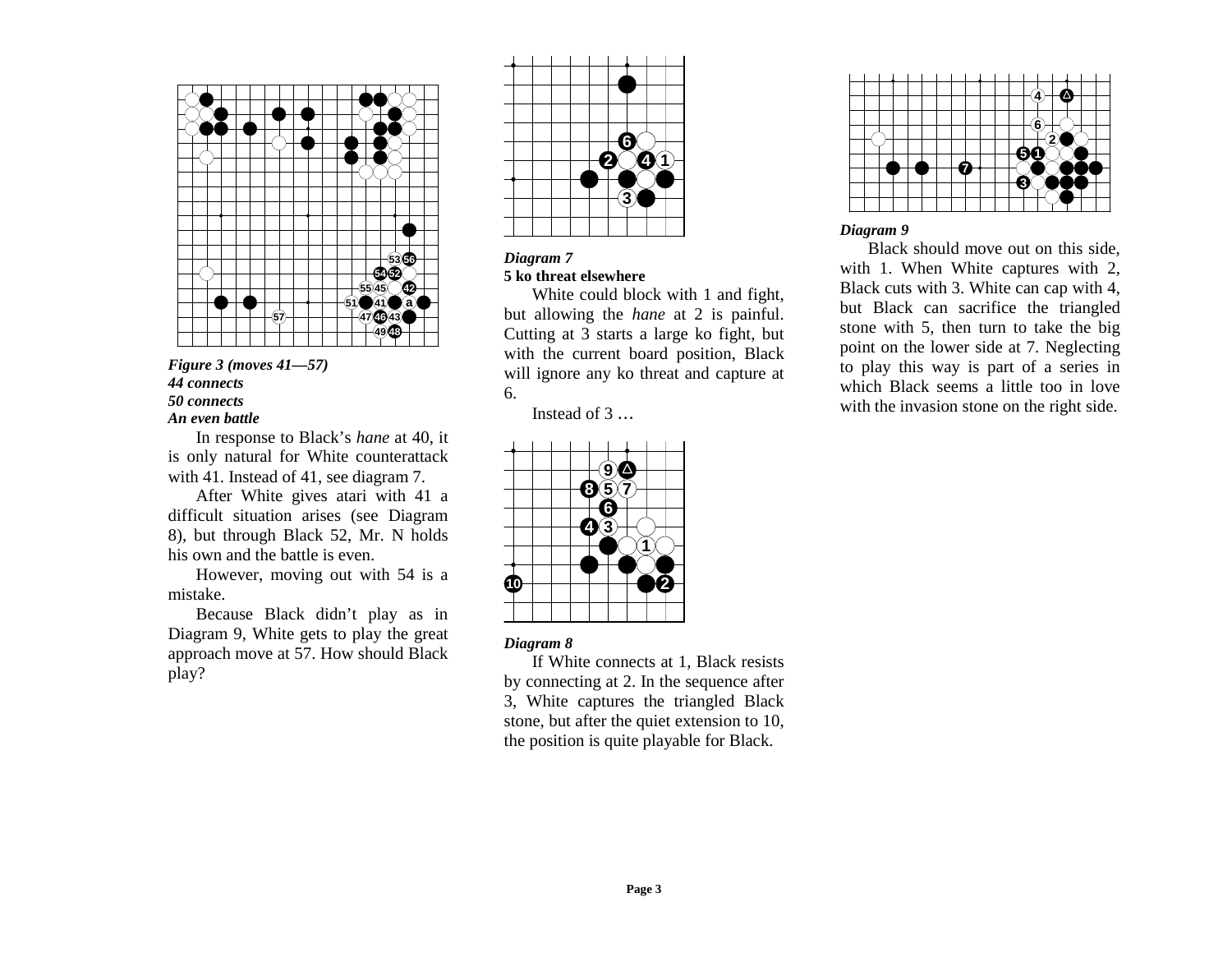*Figure 3 (moves 41—57)*
*44 connects*
*50 connects*
*An even battle*

In response to Black's *hane* at 40, it is only natural for White counterattack with 41. Instead of 41, see diagram 7.

After White gives atari with 41 a difficult situation arises (see Diagram 8), but through Black 52, Mr. N holds his own and the battle is even.

However, moving out with 54 is a mistake.

Because Black didn't play as in Diagram 9, White gets to play the great approach move at 57. How should Black play?

*Diagram 7*
**5 ko threat elsewhere**

White could block with 1 and fight, but allowing the *hane* at 2 is painful. Cutting at 3 starts a large ko fight, but with the current board position, Black will ignore any ko threat and capture at 6.

Instead of 3 …

*Diagram 8*

If White connects at 1, Black resists by connecting at 2. In the sequence after 3, White captures the triangled Black stone, but after the quiet extension to 10, the position is quite playable for Black.

*Diagram 9*

Black should move out on this side, with 1. When White captures with 2, Black cuts with 3. White can cap with 4, but Black can sacrifice the triangled stone with 5, then turn to take the big point on the lower side at 7. Neglecting to play this way is part of a series in which Black seems a little too in love with the invasion stone on the right side.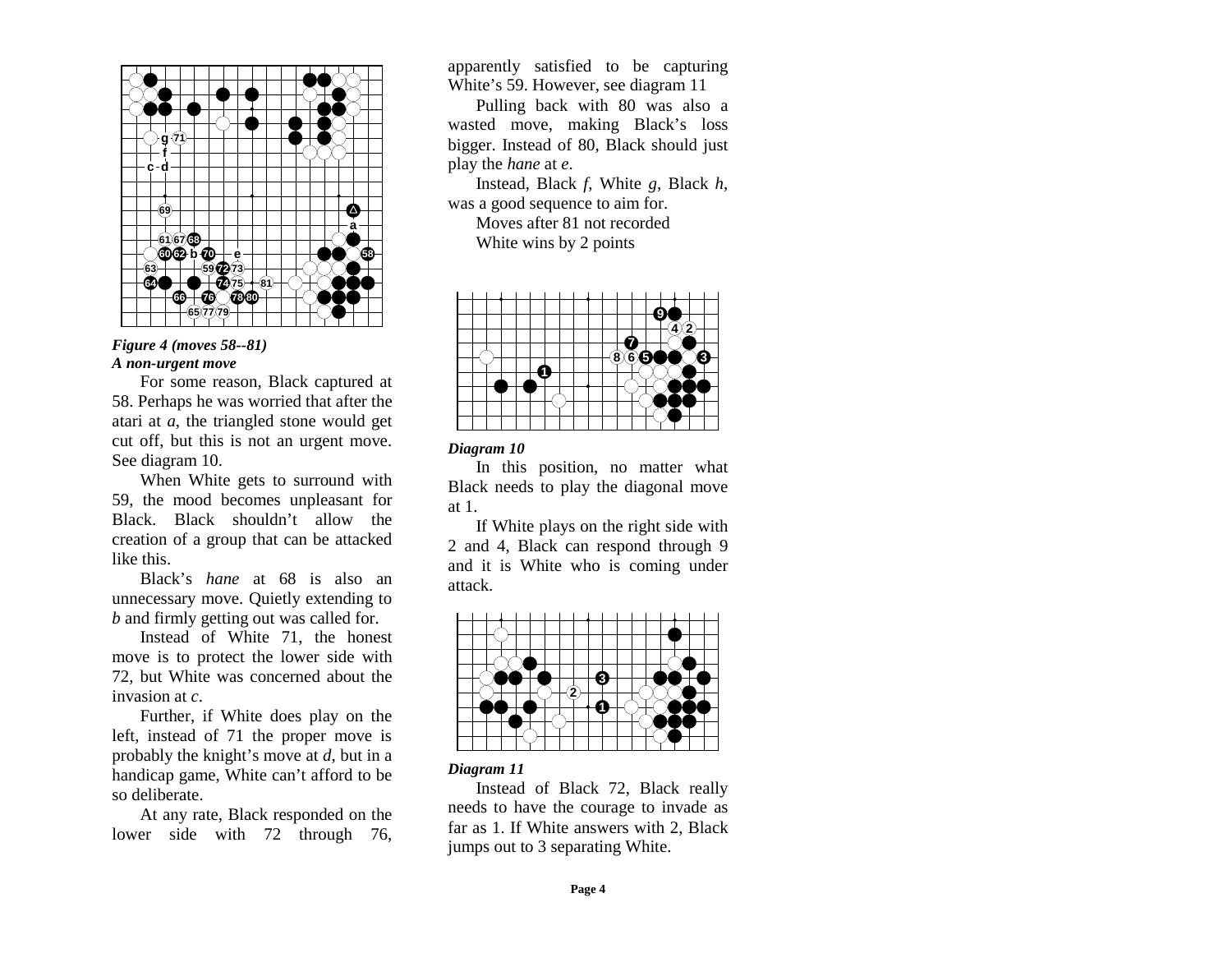*Figure 4 (moves 58--81)*
***A non-urgent move***

For some reason, Black captured at 58. Perhaps he was worried that after the atari at *a*, the triangled stone would get cut off, but this is not an urgent move. See diagram 10.

When White gets to surround with 59, the mood becomes unpleasant for Black. Black shouldn't allow the creation of a group that can be attacked like this.

Black's *hane* at 68 is also an unnecessary move. Quietly extending to *b* and firmly getting out was called for.

Instead of White 71, the honest move is to protect the lower side with 72, but White was concerned about the invasion at *c*.

Further, if White does play on the left, instead of 71 the proper move is probably the knight's move at *d*, but in a handicap game, White can't afford to be so deliberate.

At any rate, Black responded on the lower side with 72 through 76, apparently satisfied to be capturing White's 59. However, see diagram 11

Pulling back with 80 was also a wasted move, making Black's loss bigger. Instead of 80, Black should just play the *hane* at *e*.

Instead, Black *f*, White *g*, Black *h*, was a good sequence to aim for.

Moves after 81 not recorded

White wins by 2 points

*Diagram 10*

In this position, no matter what Black needs to play the diagonal move at 1.

If White plays on the right side with 2 and 4, Black can respond through 9 and it is White who is coming under attack.

*Diagram 11*

Instead of Black 72, Black really needs to have the courage to invade as far as 1. If White answers with 2, Black jumps out to 3 separating White.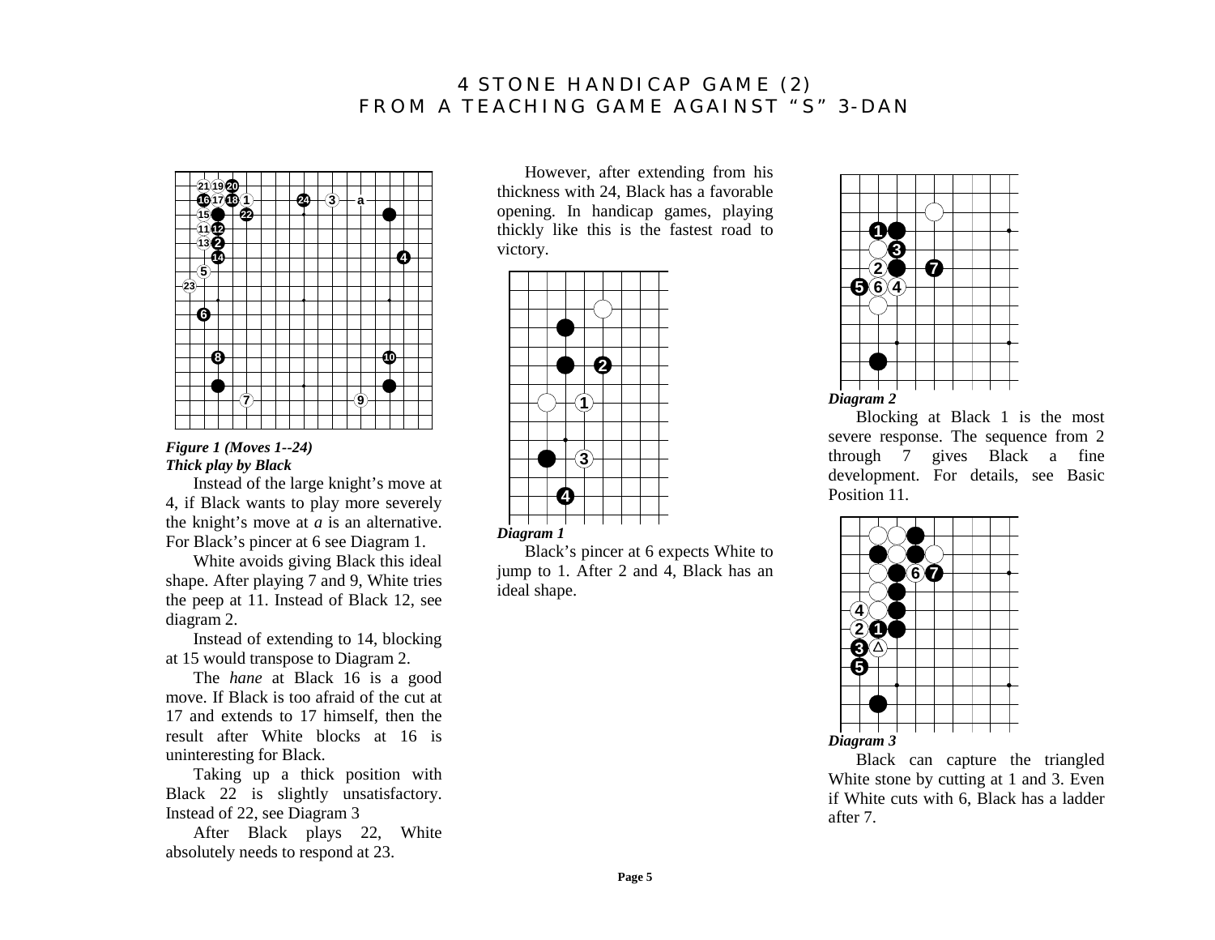# 4 STONE HANDICAP GAME (2)
## FROM A TEACHING GAME AGAINST "S" 3-DAN

*Figure 1 (Moves 1--24)*
***Thick play by Black***

Instead of the large knight's move at 4, if Black wants to play more severely the knight's move at *a* is an alternative. For Black's pincer at 6 see Diagram 1.

White avoids giving Black this ideal shape. After playing 7 and 9, White tries the peep at 11. Instead of Black 12, see diagram 2.

Instead of extending to 14, blocking at 15 would transpose to Diagram 2.

The *hane* at Black 16 is a good move. If Black is too afraid of the cut at 17 and extends to 17 himself, then the result after White blocks at 16 is uninteresting for Black.

Taking up a thick position with Black 22 is slightly unsatisfactory. Instead of 22, see Diagram 3

After Black plays 22, White absolutely needs to respond at 23.

However, after extending from his thickness with 24, Black has a favorable opening. In handicap games, playing thickly like this is the fastest road to victory.

*Diagram 1*

Black's pincer at 6 expects White to jump to 1. After 2 and 4, Black has an ideal shape.

*Diagram 2*

Blocking at Black 1 is the most severe response. The sequence from 2 through 7 gives Black a fine development. For details, see Basic Position 11.

*Diagram 3*

Black can capture the triangled White stone by cutting at 1 and 3. Even if White cuts with 6, Black has a ladder after 7.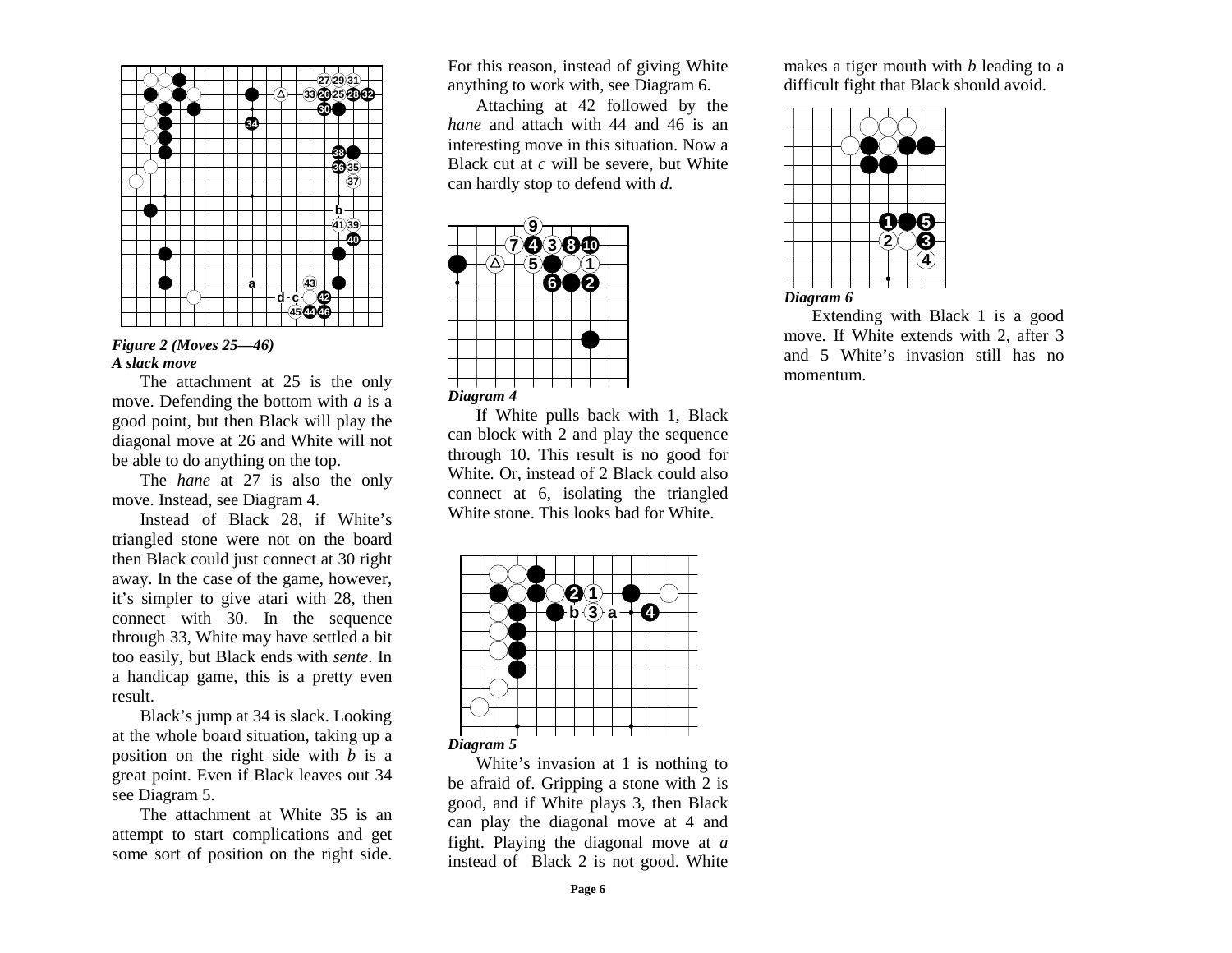*Figure 2 (Moves 25—46)*
***A slack move***

The attachment at 25 is the only move. Defending the bottom with *a* is a good point, but then Black will play the diagonal move at 26 and White will not be able to do anything on the top.

The *hane* at 27 is also the only move. Instead, see Diagram 4.

Instead of Black 28, if White's triangled stone were not on the board then Black could just connect at 30 right away. In the case of the game, however, it's simpler to give atari with 28, then connect with 30. In the sequence through 33, White may have settled a bit too easily, but Black ends with *sente*. In a handicap game, this is a pretty even result.

Black's jump at 34 is slack. Looking at the whole board situation, taking up a position on the right side with *b* is a great point. Even if Black leaves out 34 see Diagram 5.

The attachment at White 35 is an attempt to start complications and get some sort of position on the right side. For this reason, instead of giving White anything to work with, see Diagram 6.

Attaching at 42 followed by the *hane* and attach with 44 and 46 is an interesting move in this situation. Now a Black cut at *c* will be severe, but White can hardly stop to defend with *d*.

*Diagram 4*

If White pulls back with 1, Black can block with 2 and play the sequence through 10. This result is no good for White. Or, instead of 2 Black could also connect at 6, isolating the triangled White stone. This looks bad for White.

*Diagram 5*

White's invasion at 1 is nothing to be afraid of. Gripping a stone with 2 is good, and if White plays 3, then Black can play the diagonal move at 4 and fight. Playing the diagonal move at *a* instead of Black 2 is not good. White makes a tiger mouth with *b* leading to a difficult fight that Black should avoid.

*Diagram 6*

Extending with Black 1 is a good move. If White extends with 2, after 3 and 5 White's invasion still has no momentum.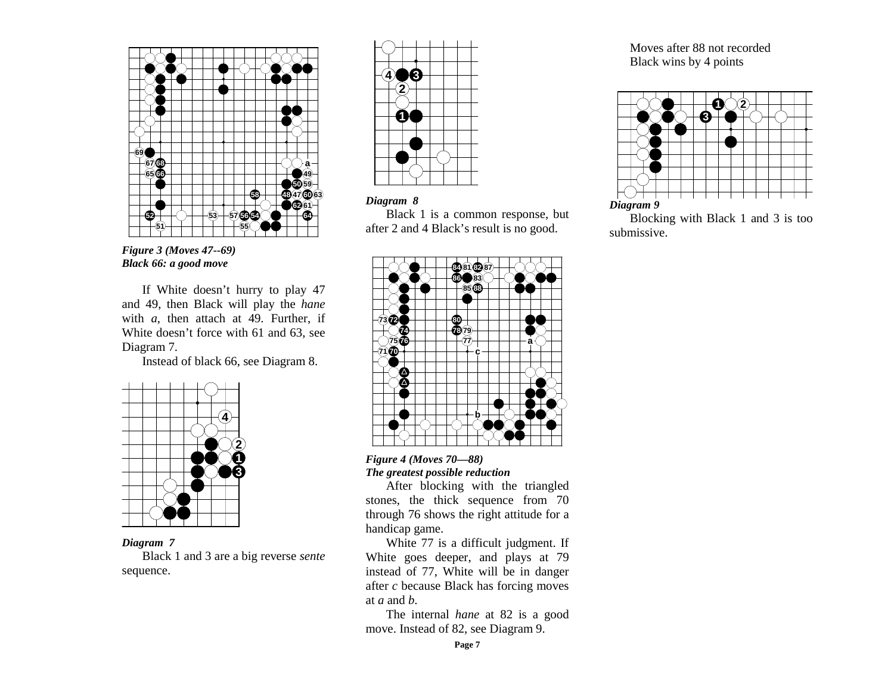*Figure 3 (Moves 47--69)*
***Black 66: a good move***

If White doesn't hurry to play 47 and 49, then Black will play the *hane* with *a*, then attach at 49. Further, if White doesn't force with 61 and 63, see Diagram 7.

Instead of black 66, see Diagram 8.

*Diagram 7*

Black 1 and 3 are a big reverse *sente* sequence.

*Diagram 8*

Black 1 is a common response, but after 2 and 4 Black's result is no good.

*Figure 4 (Moves 70—88)*
***The greatest possible reduction***

After blocking with the triangled stones, the thick sequence from 70 through 76 shows the right attitude for a handicap game.

White 77 is a difficult judgment. If White goes deeper, and plays at 79 instead of 77, White will be in danger after *c* because Black has forcing moves at *a* and *b*.

The internal *hane* at 82 is a good move. Instead of 82, see Diagram 9.

Moves after 88 not recorded
Black wins by 4 points

*Diagram 9*

Blocking with Black 1 and 3 is too submissive.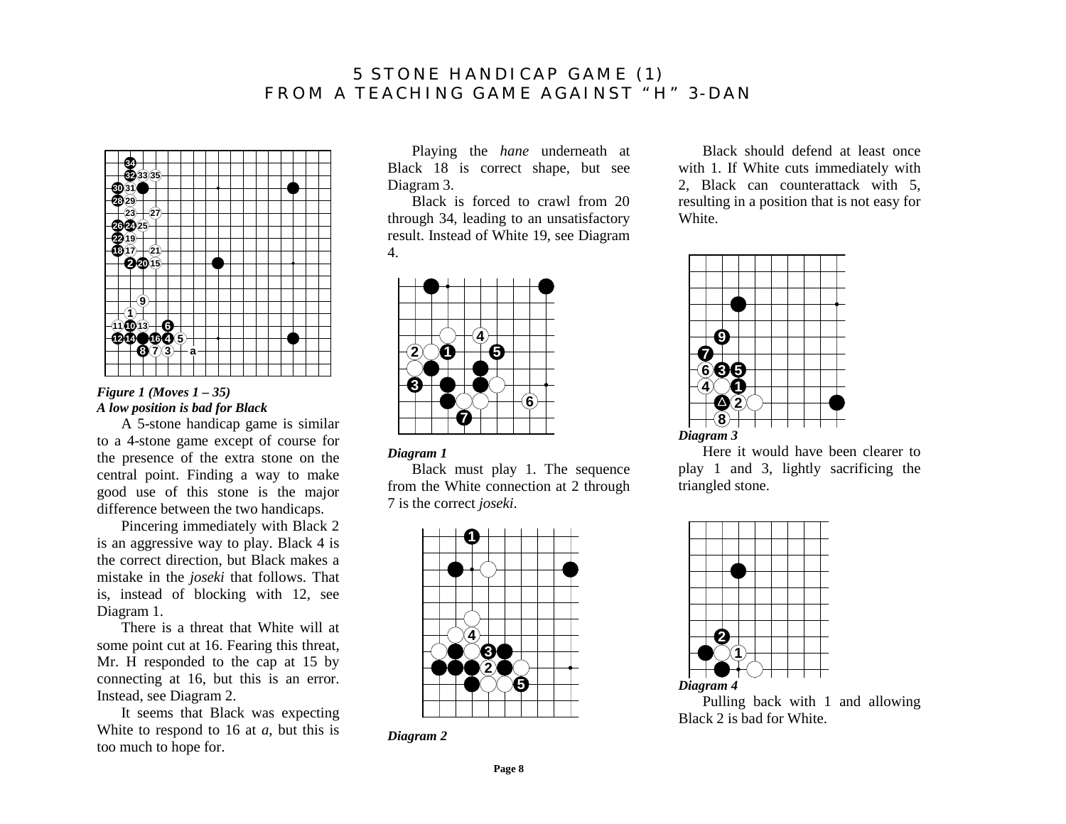# 5 STONE HANDICAP GAME (1)
## FROM A TEACHING GAME AGAINST "H" 3-DAN

*Figure 1 (Moves 1 – 35)*
***A low position is bad for Black***

A 5-stone handicap game is similar to a 4-stone game except of course for the presence of the extra stone on the central point. Finding a way to make good use of this stone is the major difference between the two handicaps.

Pincering immediately with Black 2 is an aggressive way to play. Black 4 is the correct direction, but Black makes a mistake in the *joseki* that follows. That is, instead of blocking with 12, see Diagram 1.

There is a threat that White will at some point cut at 16. Fearing this threat, Mr. H responded to the cap at 15 by connecting at 16, but this is an error. Instead, see Diagram 2.

It seems that Black was expecting White to respond to 16 at *a*, but this is too much to hope for.

Playing the *hane* underneath at Black 18 is correct shape, but see Diagram 3.

Black is forced to crawl from 20 through 34, leading to an unsatisfactory result. Instead of White 19, see Diagram 4.

*Diagram 1*

Black must play 1. The sequence from the White connection at 2 through 7 is the correct *joseki*.

*Diagram 2*

Black should defend at least once with 1. If White cuts immediately with 2, Black can counterattack with 5, resulting in a position that is not easy for White.

*Diagram 3*

Here it would have been clearer to play 1 and 3, lightly sacrificing the triangled stone.

*Diagram 4*

Pulling back with 1 and allowing Black 2 is bad for White.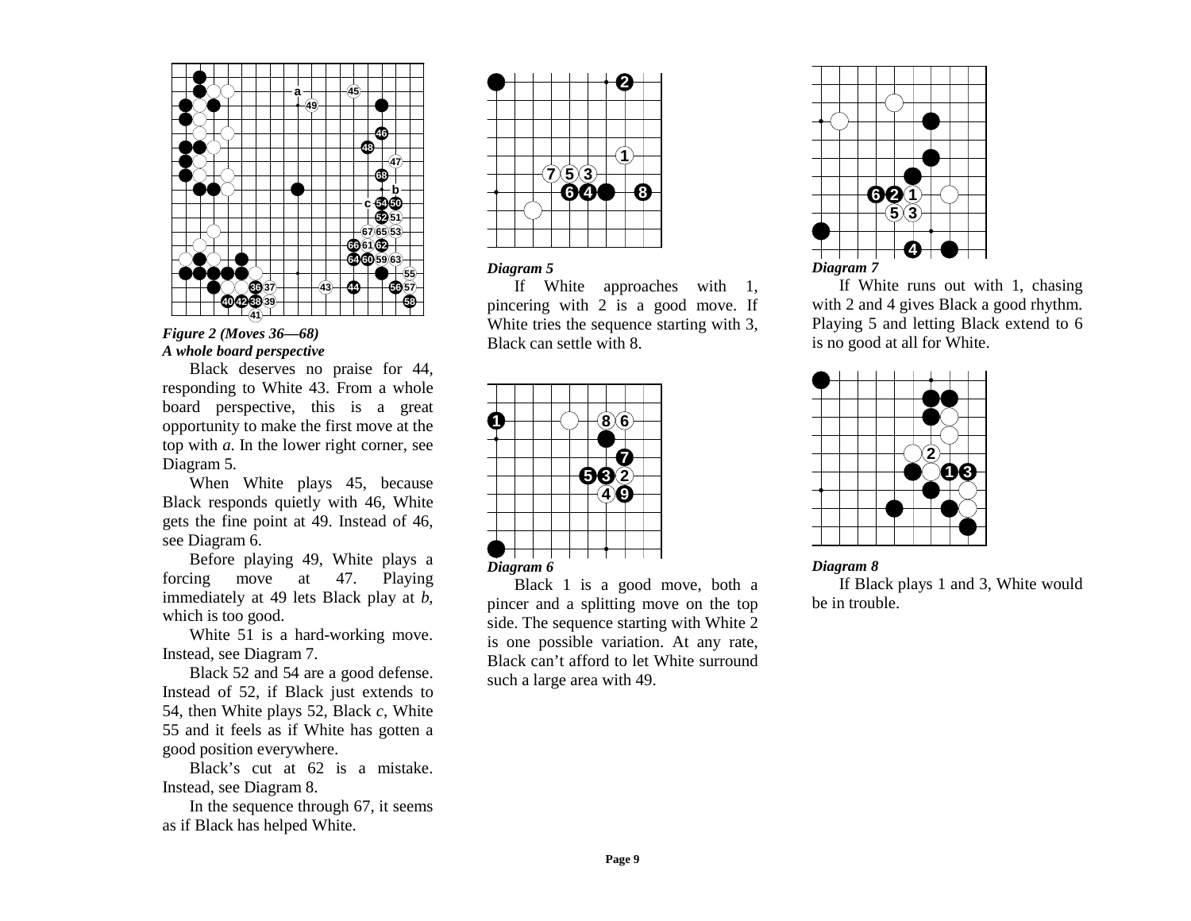*Figure 2 (Moves 36—68)*
***A whole board perspective***

Black deserves no praise for 44, responding to White 43. From a whole board perspective, this is a great opportunity to make the first move at the top with *a*. In the lower right corner, see Diagram 5.

When White plays 45, because Black responds quietly with 46, White gets the fine point at 49. Instead of 46, see Diagram 6.

Before playing 49, White plays a forcing move at 47. Playing immediately at 49 lets Black play at *b*, which is too good.

White 51 is a hard-working move. Instead, see Diagram 7.

Black 52 and 54 are a good defense. Instead of 52, if Black just extends to 54, then White plays 52, Black *c*, White 55 and it feels as if White has gotten a good position everywhere.

Black's cut at 62 is a mistake. Instead, see Diagram 8.

In the sequence through 67, it seems as if Black has helped White.

*Diagram 5*

If White approaches with 1, pincering with 2 is a good move. If White tries the sequence starting with 3, Black can settle with 8.

*Diagram 6*

Black 1 is a good move, both a pincer and a splitting move on the top side. The sequence starting with White 2 is one possible variation. At any rate, Black can't afford to let White surround such a large area with 49.

*Diagram 7*

If White runs out with 1, chasing with 2 and 4 gives Black a good rhythm. Playing 5 and letting Black extend to 6 is no good at all for White.

*Diagram 8*

If Black plays 1 and 3, White would be in trouble.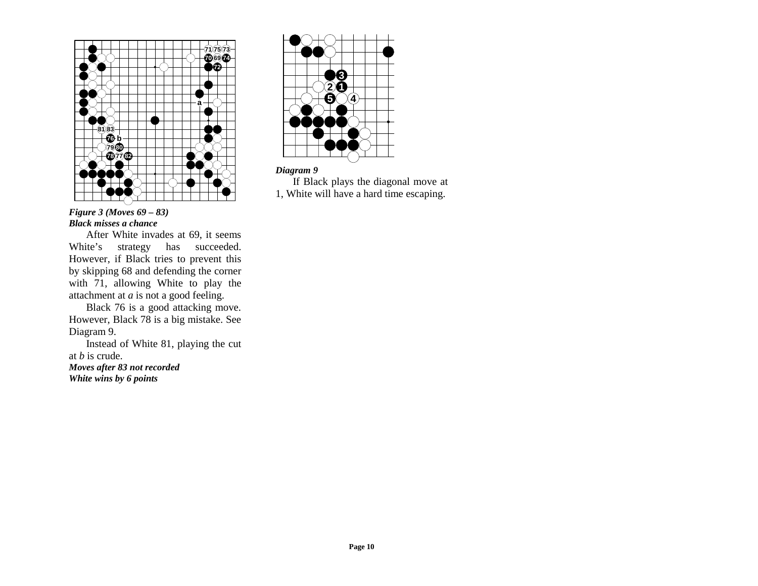*Figure 3 (Moves 69 – 83)*
***Black misses a chance***

After White invades at 69, it seems White's strategy has succeeded. However, if Black tries to prevent this by skipping 68 and defending the corner with 71, allowing White to play the attachment at *a* is not a good feeling.

Black 76 is a good attacking move. However, Black 78 is a big mistake. See Diagram 9.

Instead of White 81, playing the cut at *b* is crude.

***Moves after 83 not recorded***

***White wins by 6 points***

*Diagram 9*

If Black plays the diagonal move at 1, White will have a hard time escaping.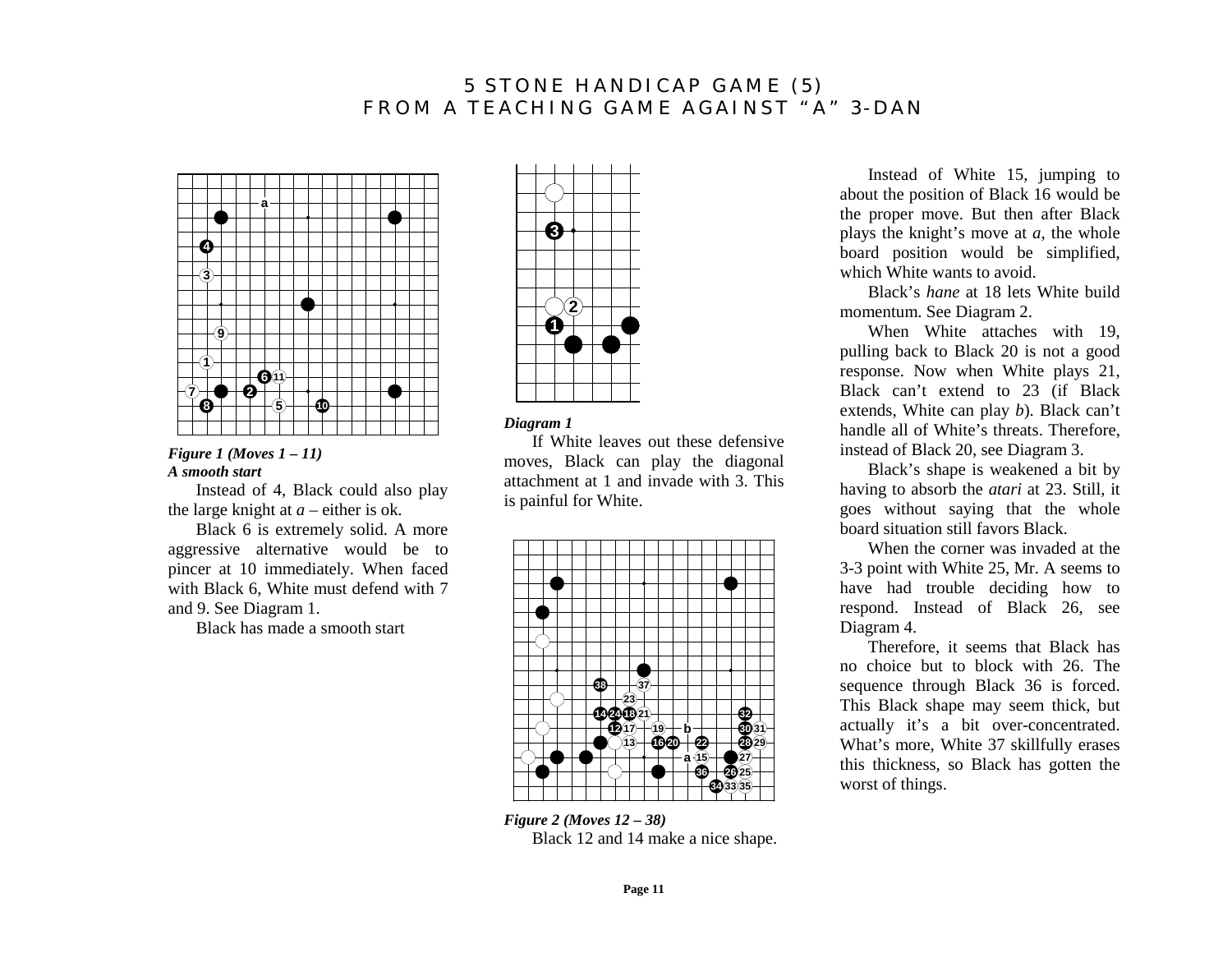# 5 STONE HANDICAP GAME (5)
## FROM A TEACHING GAME AGAINST "A" 3-DAN

*Figure 1 (Moves 1 – 11)*
*A smooth start*

Instead of 4, Black could also play the large knight at *a* – either is ok.

Black 6 is extremely solid. A more aggressive alternative would be to pincer at 10 immediately. When faced with Black 6, White must defend with 7 and 9. See Diagram 1.

Black has made a smooth start

*Diagram 1*

If White leaves out these defensive moves, Black can play the diagonal attachment at 1 and invade with 3. This is painful for White.

*Figure 2 (Moves 12 – 38)*

Black 12 and 14 make a nice shape.

Instead of White 15, jumping to about the position of Black 16 would be the proper move. But then after Black plays the knight's move at *a*, the whole board position would be simplified, which White wants to avoid.

Black's *hane* at 18 lets White build momentum. See Diagram 2.

When White attaches with 19, pulling back to Black 20 is not a good response. Now when White plays 21, Black can't extend to 23 (if Black extends, White can play *b*). Black can't handle all of White's threats. Therefore, instead of Black 20, see Diagram 3.

Black's shape is weakened a bit by having to absorb the *atari* at 23. Still, it goes without saying that the whole board situation still favors Black.

When the corner was invaded at the 3-3 point with White 25, Mr. A seems to have had trouble deciding how to respond. Instead of Black 26, see Diagram 4.

Therefore, it seems that Black has no choice but to block with 26. The sequence through Black 36 is forced. This Black shape may seem thick, but actually it's a bit over-concentrated. What's more, White 37 skillfully erases this thickness, so Black has gotten the worst of things.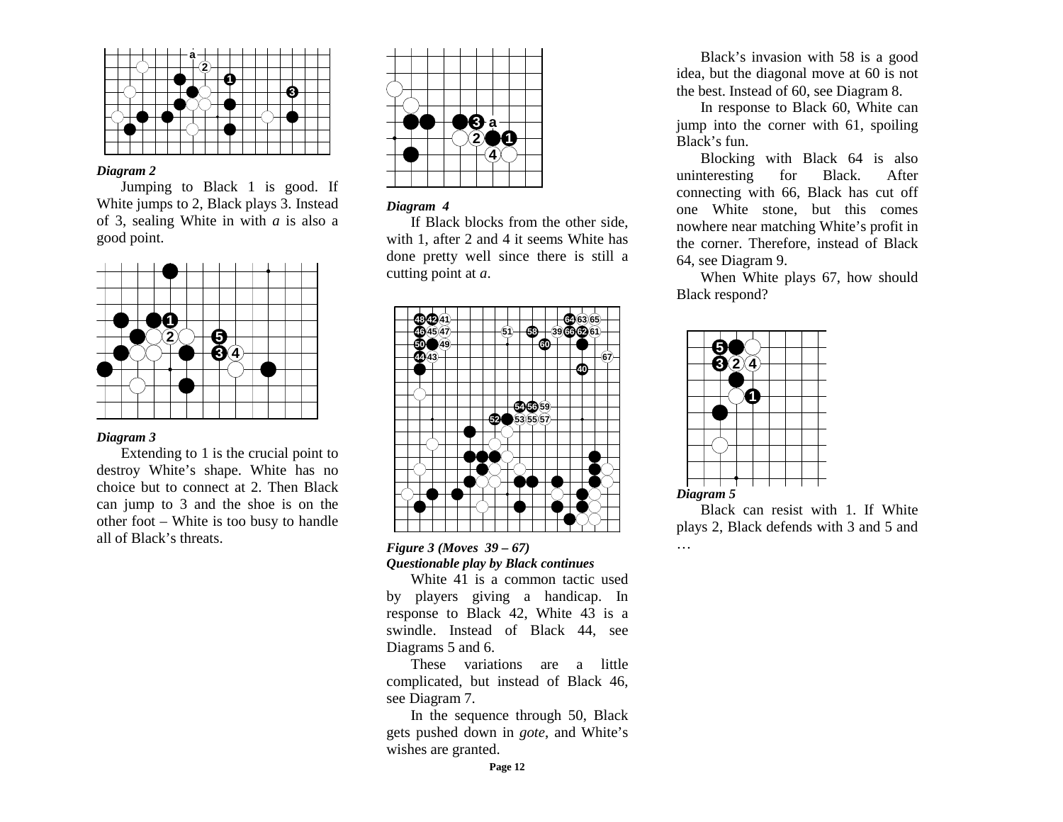*Diagram 2*

Jumping to Black 1 is good. If White jumps to 2, Black plays 3. Instead of 3, sealing White in with *a* is also a good point.

*Diagram 3*

Extending to 1 is the crucial point to destroy White's shape. White has no choice but to connect at 2. Then Black can jump to 3 and the shoe is on the other foot – White is too busy to handle all of Black's threats.

*Diagram 4*

If Black blocks from the other side, with 1, after 2 and 4 it seems White has done pretty well since there is still a cutting point at *a*.

***Figure 3 (Moves 39 – 67)***
***Questionable play by Black continues***

White 41 is a common tactic used by players giving a handicap. In response to Black 42, White 43 is a swindle. Instead of Black 44, see Diagrams 5 and 6.

These variations are a little complicated, but instead of Black 46, see Diagram 7.

In the sequence through 50, Black gets pushed down in *gote*, and White's wishes are granted.

Black's invasion with 58 is a good idea, but the diagonal move at 60 is not the best. Instead of 60, see Diagram 8.

In response to Black 60, White can jump into the corner with 61, spoiling Black's fun.

Blocking with Black 64 is also uninteresting for Black. After connecting with 66, Black has cut off one White stone, but this comes nowhere near matching White's profit in the corner. Therefore, instead of Black 64, see Diagram 9.

When White plays 67, how should Black respond?

***Diagram 5***

Black can resist with 1. If White plays 2, Black defends with 3 and 5 and …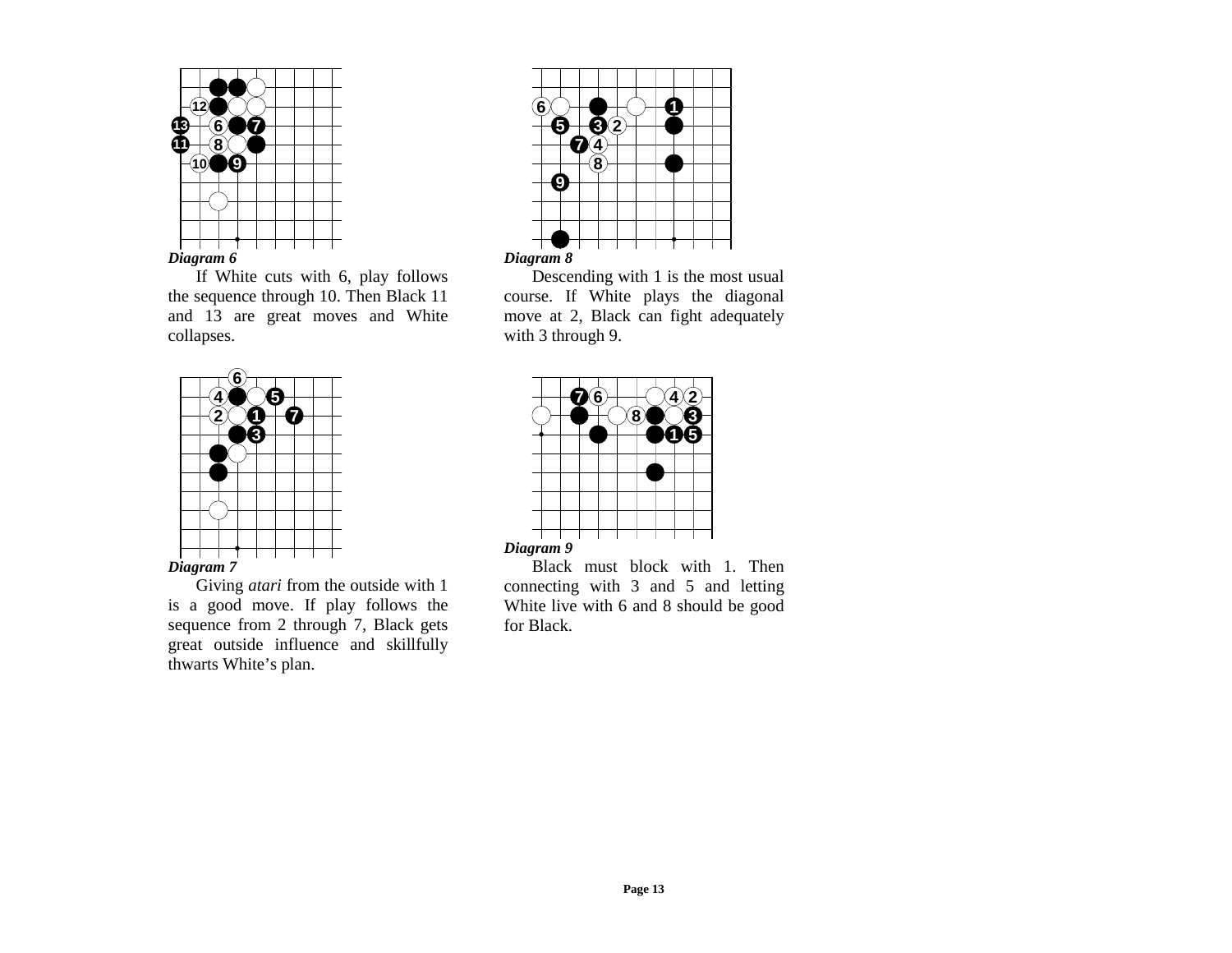*Diagram 6*

If White cuts with 6, play follows the sequence through 10. Then Black 11 and 13 are great moves and White collapses.

*Diagram 7*

Giving *atari* from the outside with 1 is a good move. If play follows the sequence from 2 through 7, Black gets great outside influence and skillfully thwarts White's plan.

*Diagram 8*

Descending with 1 is the most usual course. If White plays the diagonal move at 2, Black can fight adequately with 3 through 9.

*Diagram 9*

Black must block with 1. Then connecting with 3 and 5 and letting White live with 6 and 8 should be good for Black.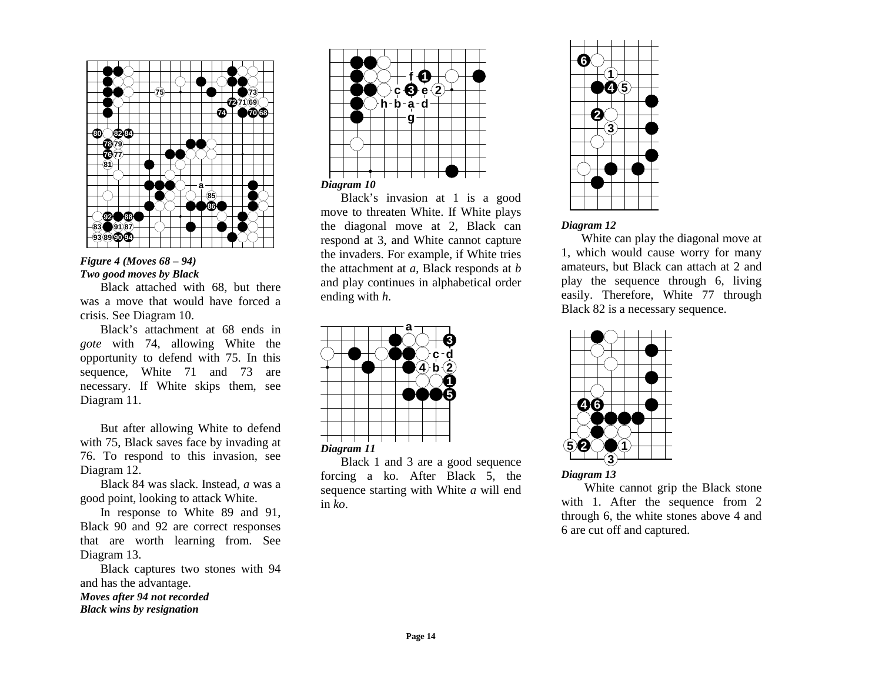*Figure 4 (Moves 68 – 94)*
***Two good moves by Black***

Black attached with 68, but there was a move that would have forced a crisis. See Diagram 10.

Black's attachment at 68 ends in *gote* with 74, allowing White the opportunity to defend with 75. In this sequence, White 71 and 73 are necessary. If White skips them, see Diagram 11.

But after allowing White to defend with 75, Black saves face by invading at 76. To respond to this invasion, see Diagram 12.

Black 84 was slack. Instead, *a* was a good point, looking to attack White.

In response to White 89 and 91, Black 90 and 92 are correct responses that are worth learning from. See Diagram 13.

Black captures two stones with 94 and has the advantage.

***Moves after 94 not recorded***
***Black wins by resignation***

*Diagram 10*

Black's invasion at 1 is a good move to threaten White. If White plays the diagonal move at 2, Black can respond at 3, and White cannot capture the invaders. For example, if White tries the attachment at *a*, Black responds at *b* and play continues in alphabetical order ending with *h*.

*Diagram 11*

Black 1 and 3 are a good sequence forcing a ko. After Black 5, the sequence starting with White *a* will end in *ko*.

*Diagram 12*

White can play the diagonal move at 1, which would cause worry for many amateurs, but Black can attach at 2 and play the sequence through 6, living easily. Therefore, White 77 through Black 82 is a necessary sequence.

*Diagram 13*

White cannot grip the Black stone with 1. After the sequence from 2 through 6, the white stones above 4 and 6 are cut off and captured.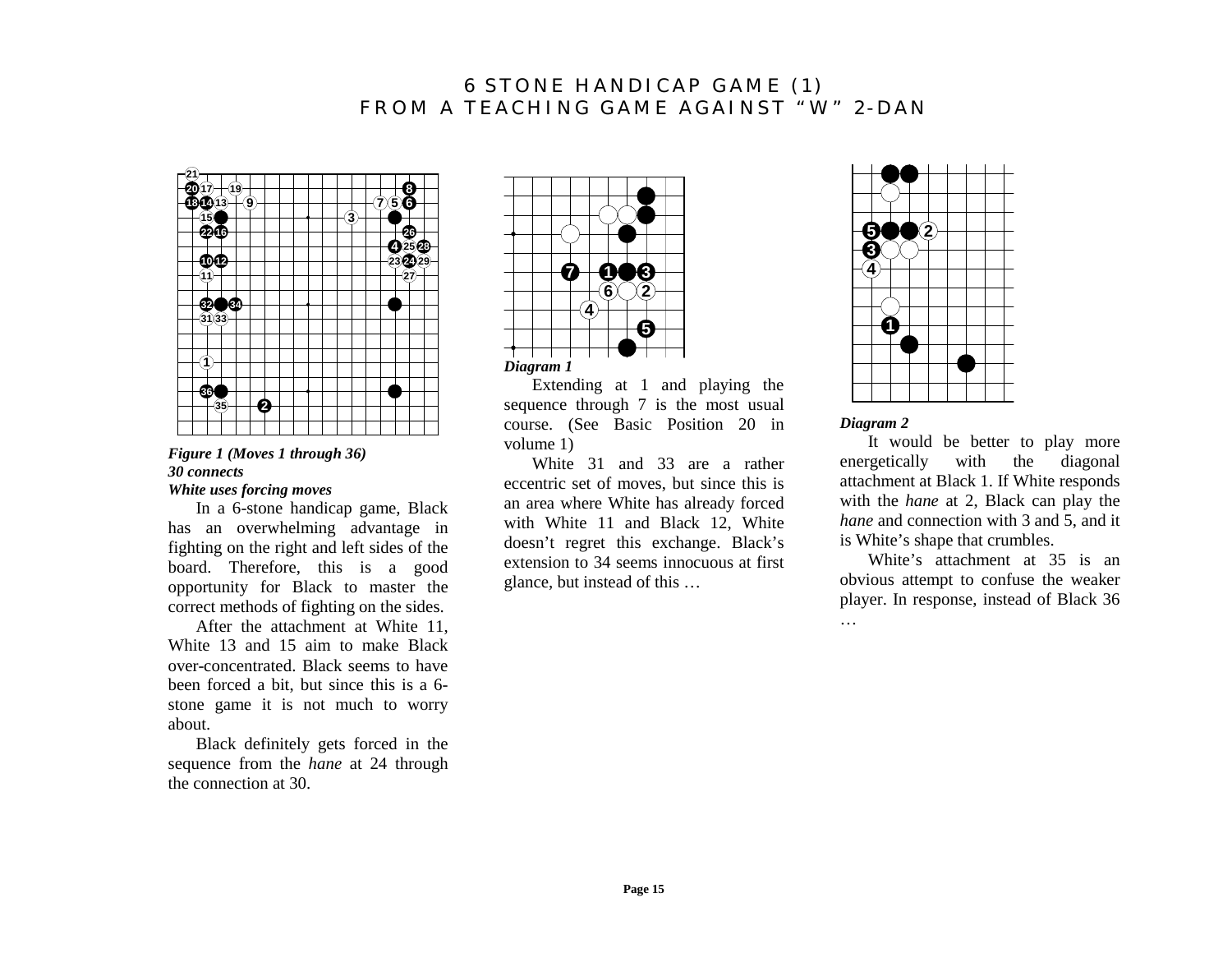# 6 STONE HANDICAP GAME (1)
# FROM A TEACHING GAME AGAINST "W" 2-DAN

*Figure 1 (Moves 1 through 36)*
*30 connects*
***White uses forcing moves***

In a 6-stone handicap game, Black has an overwhelming advantage in fighting on the right and left sides of the board. Therefore, this is a good opportunity for Black to master the correct methods of fighting on the sides.

After the attachment at White 11, White 13 and 15 aim to make Black over-concentrated. Black seems to have been forced a bit, but since this is a 6-stone game it is not much to worry about.

Black definitely gets forced in the sequence from the *hane* at 24 through the connection at 30.

***Diagram 1***

Extending at 1 and playing the sequence through 7 is the most usual course. (See Basic Position 20 in volume 1)

White 31 and 33 are a rather eccentric set of moves, but since this is an area where White has already forced with White 11 and Black 12, White doesn't regret this exchange. Black's extension to 34 seems innocuous at first glance, but instead of this …

***Diagram 2***

It would be better to play more energetically with the diagonal attachment at Black 1. If White responds with the *hane* at 2, Black can play the *hane* and connection with 3 and 5, and it is White's shape that crumbles.

White's attachment at 35 is an obvious attempt to confuse the weaker player. In response, instead of Black 36 …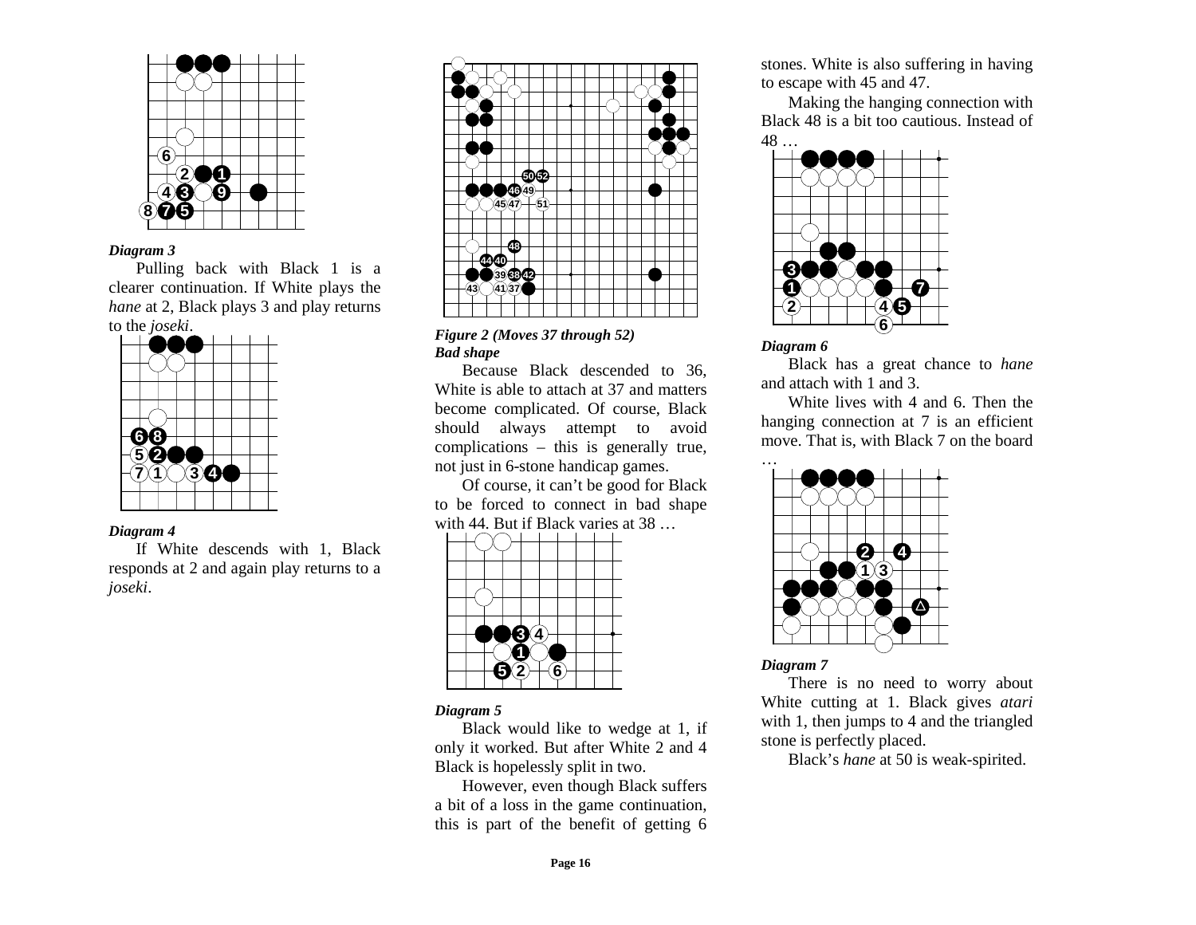*Diagram 3*

Pulling back with Black 1 is a clearer continuation. If White plays the *hane* at 2, Black plays 3 and play returns to the *joseki*.

*Diagram 4*

If White descends with 1, Black responds at 2 and again play returns to a *joseki*.

***Figure 2 (Moves 37 through 52)***
***Bad shape***

Because Black descended to 36, White is able to attach at 37 and matters become complicated. Of course, Black should always attempt to avoid complications – this is generally true, not just in 6-stone handicap games.

Of course, it can't be good for Black to be forced to connect in bad shape with 44. But if Black varies at 38 …

*Diagram 5*

Black would like to wedge at 1, if only it worked. But after White 2 and 4 Black is hopelessly split in two.

However, even though Black suffers a bit of a loss in the game continuation, this is part of the benefit of getting 6 stones. White is also suffering in having to escape with 45 and 47.

Making the hanging connection with Black 48 is a bit too cautious. Instead of 48 …

*Diagram 6*

Black has a great chance to *hane* and attach with 1 and 3.

White lives with 4 and 6. Then the hanging connection at 7 is an efficient move. That is, with Black 7 on the board …

*Diagram 7*

There is no need to worry about White cutting at 1. Black gives *atari* with 1, then jumps to 4 and the triangled stone is perfectly placed.

Black's *hane* at 50 is weak-spirited.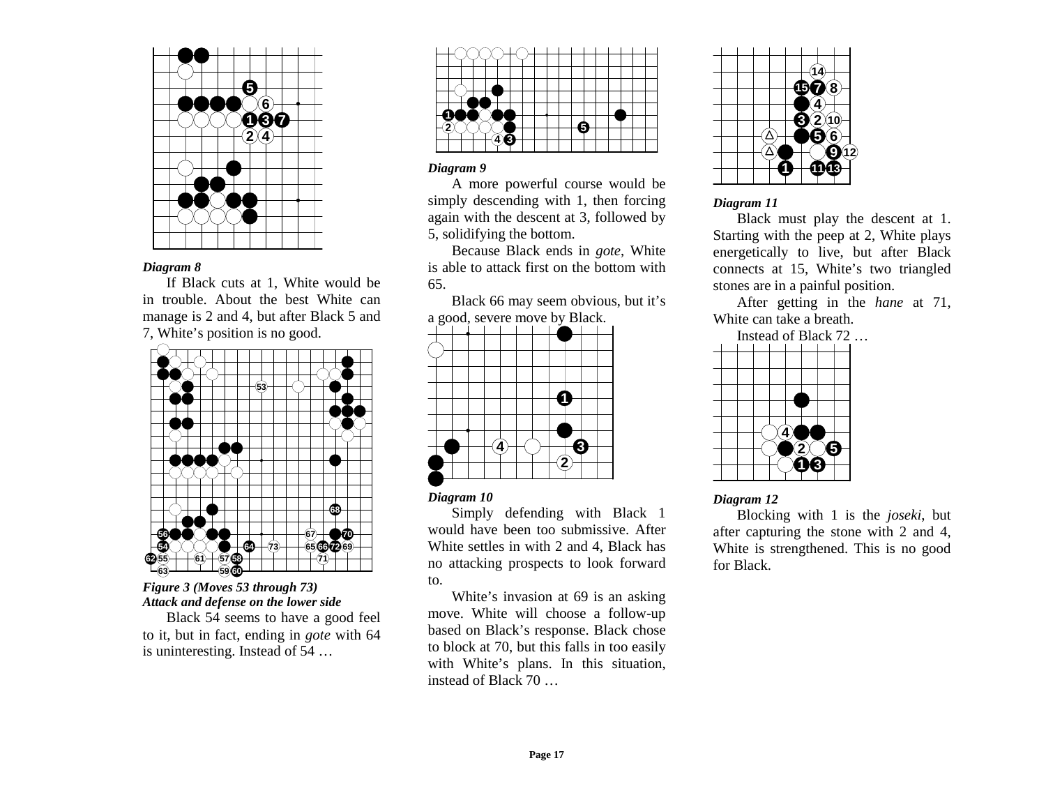*Diagram 8*

If Black cuts at 1, White would be in trouble. About the best White can manage is 2 and 4, but after Black 5 and 7, White's position is no good.

***Figure 3 (Moves 53 through 73)***
***Attack and defense on the lower side***

Black 54 seems to have a good feel to it, but in fact, ending in *gote* with 64 is uninteresting. Instead of 54 …

*Diagram 9*

A more powerful course would be simply descending with 1, then forcing again with the descent at 3, followed by 5, solidifying the bottom.

Because Black ends in *gote*, White is able to attack first on the bottom with 65.

Black 66 may seem obvious, but it's a good, severe move by Black.

*Diagram 10*

Simply defending with Black 1 would have been too submissive. After White settles in with 2 and 4, Black has no attacking prospects to look forward to.

White's invasion at 69 is an asking move. White will choose a follow-up based on Black's response. Black chose to block at 70, but this falls in too easily with White's plans. In this situation, instead of Black 70 …

*Diagram 11*

Black must play the descent at 1. Starting with the peep at 2, White plays energetically to live, but after Black connects at 15, White's two triangled stones are in a painful position.

After getting in the *hane* at 71, White can take a breath.

Instead of Black 72 …

*Diagram 12*

Blocking with 1 is the *joseki*, but after capturing the stone with 2 and 4, White is strengthened. This is no good for Black.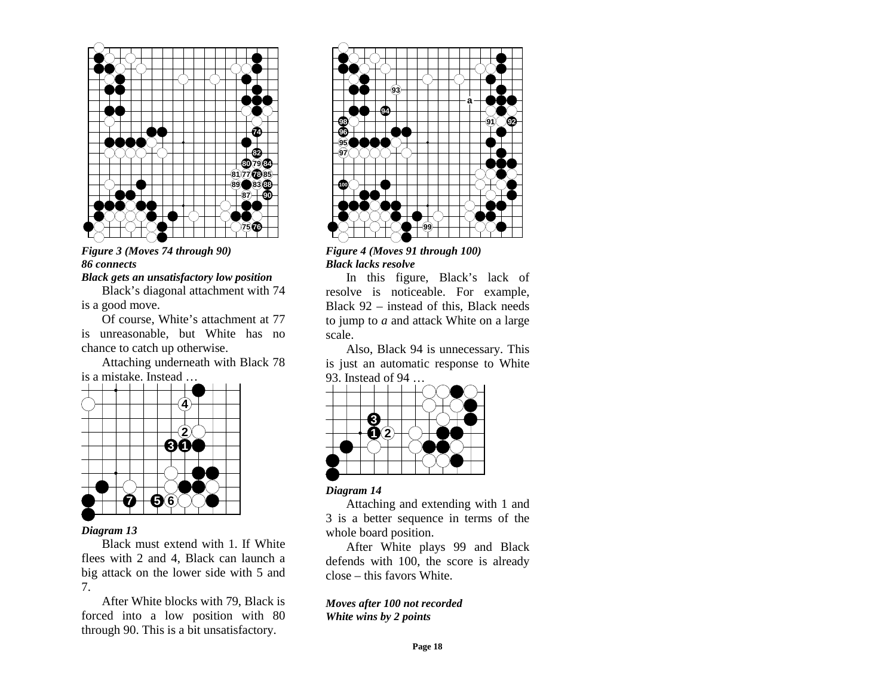*Figure 3 (Moves 74 through 90)*
*86 connects*
***Black gets an unsatisfactory low position***

Black's diagonal attachment with 74 is a good move.

Of course, White's attachment at 77 is unreasonable, but White has no chance to catch up otherwise.

Attaching underneath with Black 78 is a mistake. Instead …

***Diagram 13***

Black must extend with 1. If White flees with 2 and 4, Black can launch a big attack on the lower side with 5 and 7.

After White blocks with 79, Black is forced into a low position with 80 through 90. This is a bit unsatisfactory.

*Figure 4 (Moves 91 through 100)*
***Black lacks resolve***

In this figure, Black's lack of resolve is noticeable. For example, Black 92 – instead of this, Black needs to jump to *a* and attack White on a large scale.

Also, Black 94 is unnecessary. This is just an automatic response to White 93. Instead of 94 …

***Diagram 14***

Attaching and extending with 1 and 3 is a better sequence in terms of the whole board position.

After White plays 99 and Black defends with 100, the score is already close – this favors White.

***Moves after 100 not recorded***
***White wins by 2 points***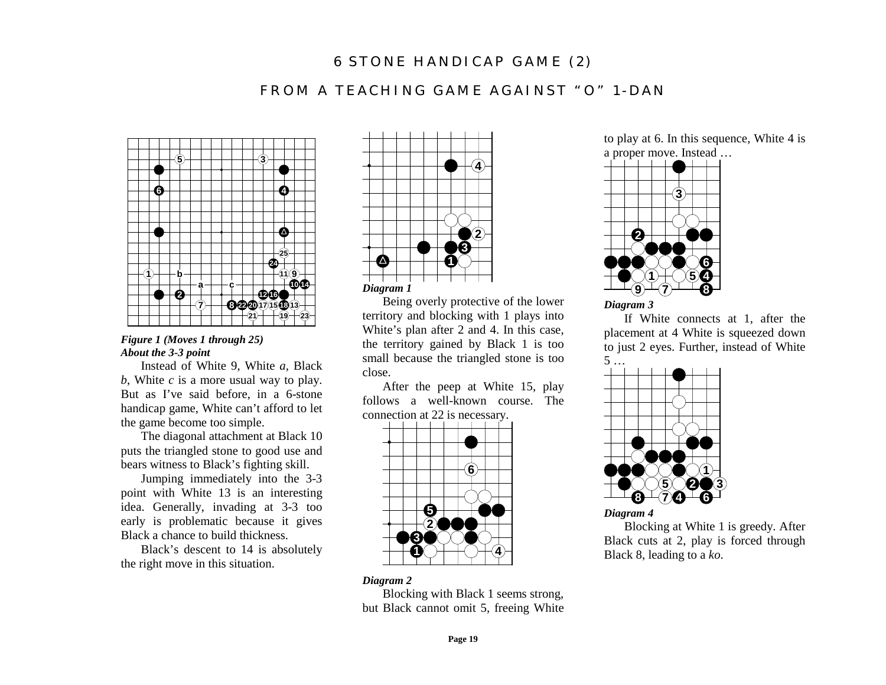# 6 STONE HANDICAP GAME (2)

## FROM A TEACHING GAME AGAINST "O" 1-DAN

***Figure 1 (Moves 1 through 25)***
***About the 3-3 point***

Instead of White 9, White *a*, Black *b*, White *c* is a more usual way to play. But as I've said before, in a 6-stone handicap game, White can't afford to let the game become too simple.

The diagonal attachment at Black 10 puts the triangled stone to good use and bears witness to Black's fighting skill.

Jumping immediately into the 3-3 point with White 13 is an interesting idea. Generally, invading at 3-3 too early is problematic because it gives Black a chance to build thickness.

Black's descent to 14 is absolutely the right move in this situation.

***Diagram 1***

Being overly protective of the lower territory and blocking with 1 plays into White's plan after 2 and 4. In this case, the territory gained by Black 1 is too small because the triangled stone is too close.

After the peep at White 15, play follows a well-known course. The connection at 22 is necessary.

***Diagram 2***

Blocking with Black 1 seems strong, but Black cannot omit 5, freeing White to play at 6. In this sequence, White 4 is a proper move. Instead …

***Diagram 3***

If White connects at 1, after the placement at 4 White is squeezed down to just 2 eyes. Further, instead of White 5 …

***Diagram 4***

Blocking at White 1 is greedy. After Black cuts at 2, play is forced through Black 8, leading to a *ko*.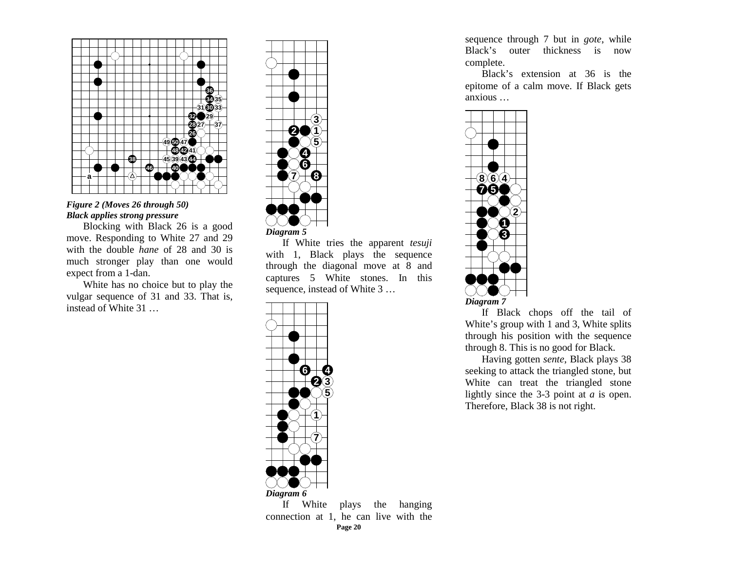*Figure 2 (Moves 26 through 50)*
***Black applies strong pressure***

Blocking with Black 26 is a good move. Responding to White 27 and 29 with the double *hane* of 28 and 30 is much stronger play than one would expect from a 1-dan.

White has no choice but to play the vulgar sequence of 31 and 33. That is, instead of White 31 …

***Diagram 5***

If White tries the apparent *tesuji* with 1, Black plays the sequence through the diagonal move at 8 and captures 5 White stones. In this sequence, instead of White 3 …

***Diagram 6***

If White plays the hanging connection at 1, he can live with the sequence through 7 but in *gote*, while Black's outer thickness is now complete.

Black's extension at 36 is the epitome of a calm move. If Black gets anxious …

***Diagram 7***

If Black chops off the tail of White's group with 1 and 3, White splits through his position with the sequence through 8. This is no good for Black.

Having gotten *sente*, Black plays 38 seeking to attack the triangled stone, but White can treat the triangled stone lightly since the 3-3 point at *a* is open. Therefore, Black 38 is not right.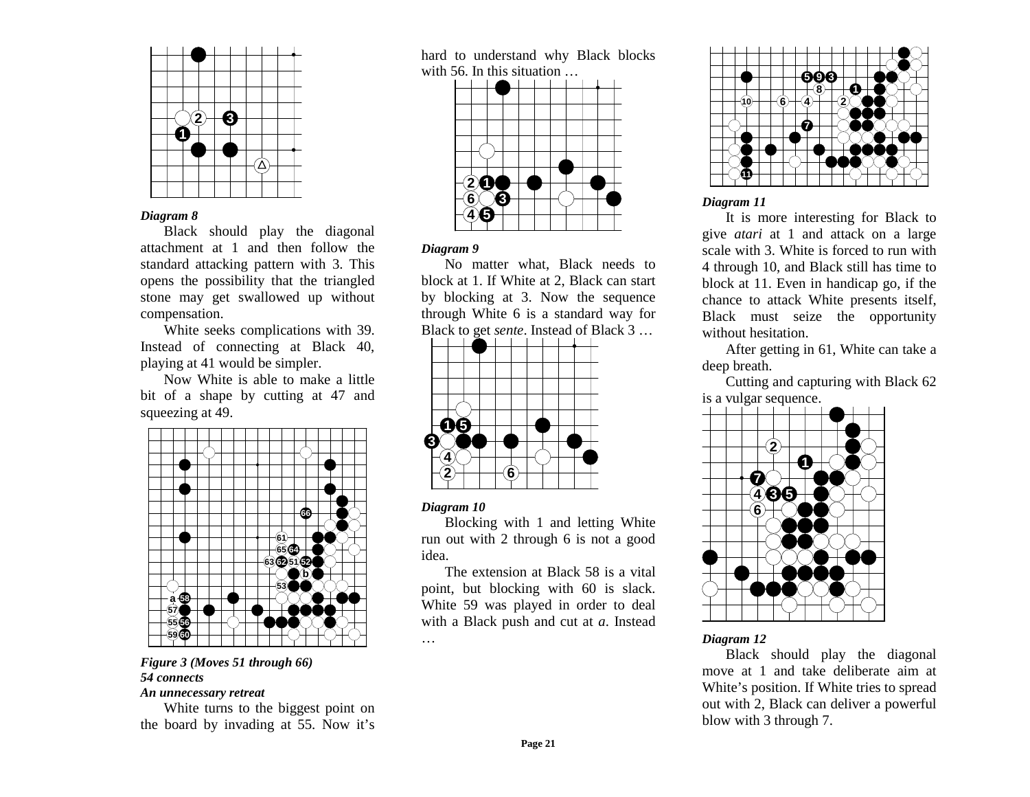*Diagram 8*

Black should play the diagonal attachment at 1 and then follow the standard attacking pattern with 3. This opens the possibility that the triangled stone may get swallowed up without compensation.

White seeks complications with 39. Instead of connecting at Black 40, playing at 41 would be simpler.

Now White is able to make a little bit of a shape by cutting at 47 and squeezing at 49.

***Figure 3 (Moves 51 through 66)***
***54 connects***
***An unnecessary retreat***

White turns to the biggest point on the board by invading at 55. Now it's hard to understand why Black blocks with 56. In this situation …

*Diagram 9*

No matter what, Black needs to block at 1. If White at 2, Black can start by blocking at 3. Now the sequence through White 6 is a standard way for Black to get *sente*. Instead of Black 3 …

*Diagram 10*

Blocking with 1 and letting White run out with 2 through 6 is not a good idea.

The extension at Black 58 is a vital point, but blocking with 60 is slack. White 59 was played in order to deal with a Black push and cut at *a*. Instead …

*Diagram 11*

It is more interesting for Black to give *atari* at 1 and attack on a large scale with 3. White is forced to run with 4 through 10, and Black still has time to block at 11. Even in handicap go, if the chance to attack White presents itself, Black must seize the opportunity without hesitation.

After getting in 61, White can take a deep breath.

Cutting and capturing with Black 62 is a vulgar sequence.

*Diagram 12*

Black should play the diagonal move at 1 and take deliberate aim at White's position. If White tries to spread out with 2, Black can deliver a powerful blow with 3 through 7.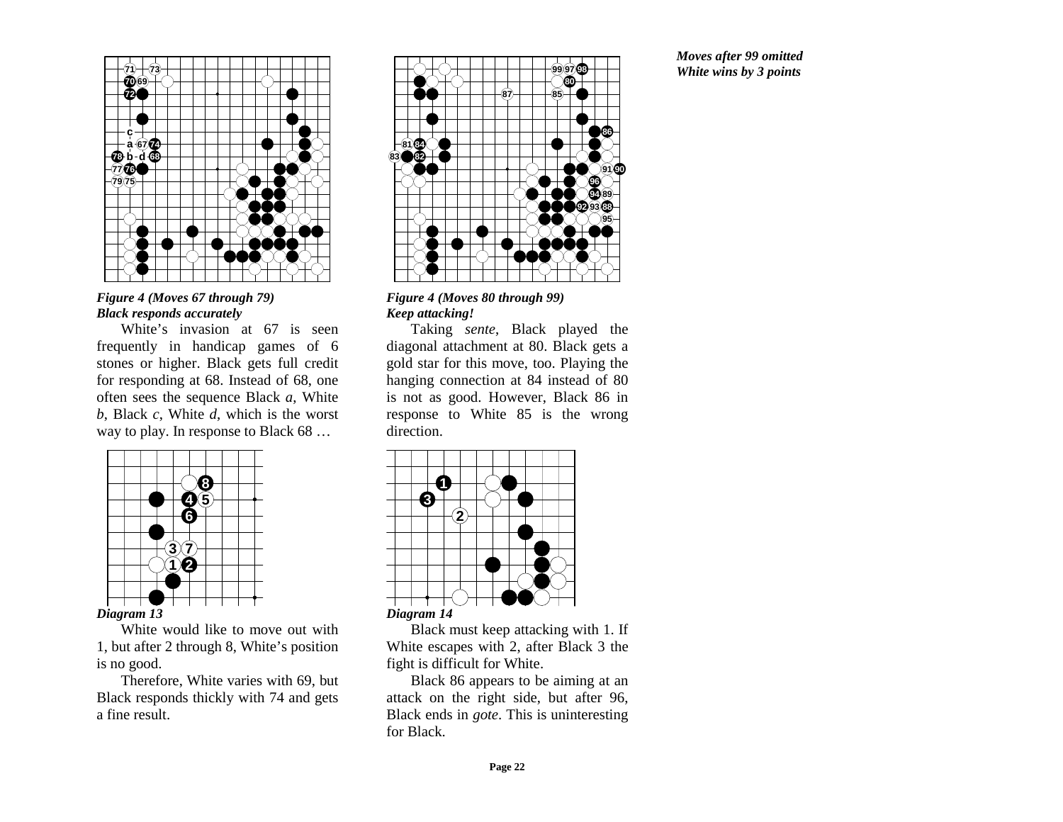*Figure 4 (Moves 67 through 79)*
***Black responds accurately***

White's invasion at 67 is seen frequently in handicap games of 6 stones or higher. Black gets full credit for responding at 68. Instead of 68, one often sees the sequence Black *a*, White *b*, Black *c*, White *d*, which is the worst way to play. In response to Black 68 …

*Diagram 13*

White would like to move out with 1, but after 2 through 8, White's position is no good.

Therefore, White varies with 69, but Black responds thickly with 74 and gets a fine result.

*Figure 4 (Moves 80 through 99)*
***Keep attacking!***

Taking *sente*, Black played the diagonal attachment at 80. Black gets a gold star for this move, too. Playing the hanging connection at 84 instead of 80 is not as good. However, Black 86 in response to White 85 is the wrong direction.

*Diagram 14*

Black must keep attacking with 1. If White escapes with 2, after Black 3 the fight is difficult for White.

Black 86 appears to be aiming at an attack on the right side, but after 96, Black ends in *gote*. This is uninteresting for Black.

***Moves after 99 omitted***
***White wins by 3 points***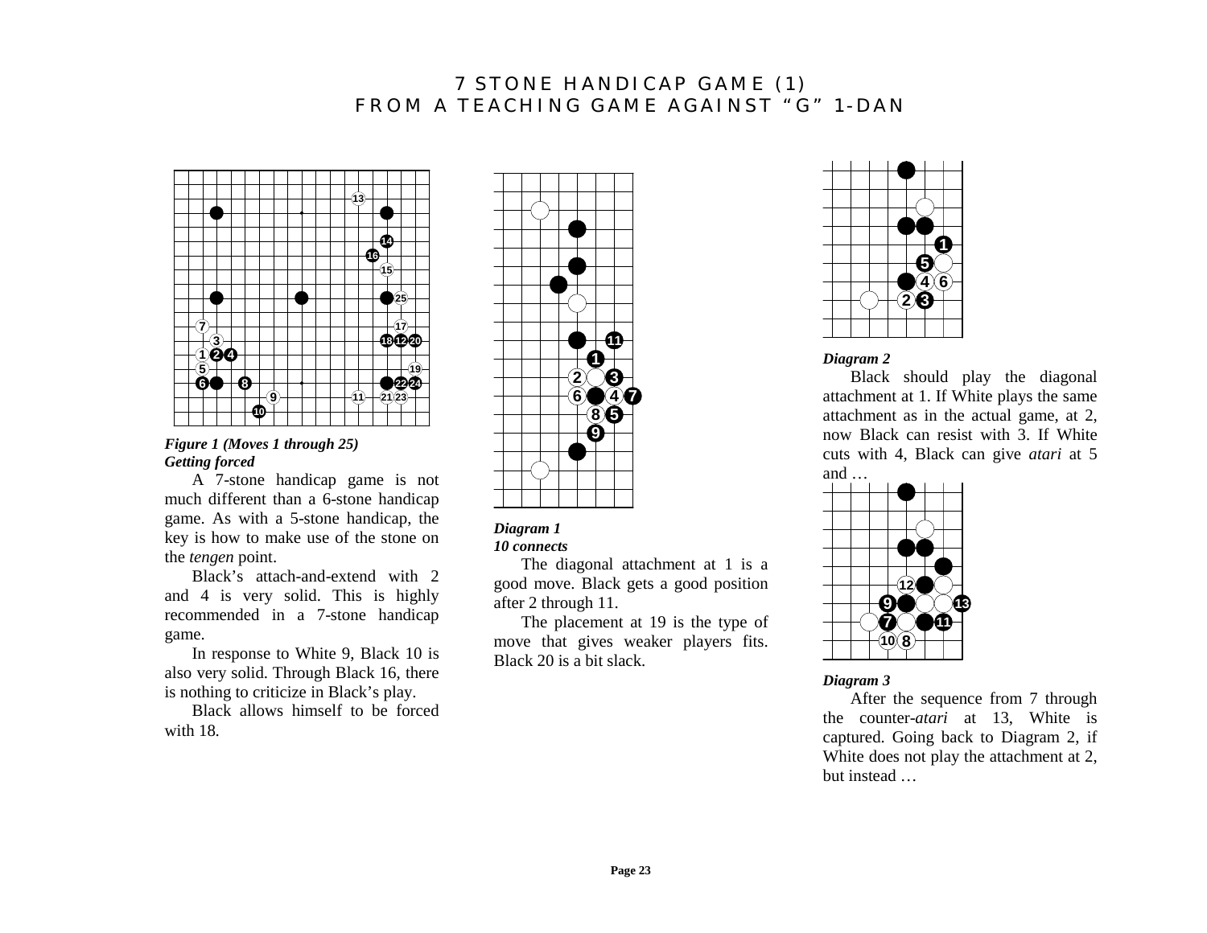# 7 STONE HANDICAP GAME (1)
# FROM A TEACHING GAME AGAINST "G" 1-DAN

***Figure 1 (Moves 1 through 25)***
***Getting forced***

A 7-stone handicap game is not much different than a 6-stone handicap game. As with a 5-stone handicap, the key is how to make use of the stone on the *tengen* point.

Black's attach-and-extend with 2 and 4 is very solid. This is highly recommended in a 7-stone handicap game.

In response to White 9, Black 10 is also very solid. Through Black 16, there is nothing to criticize in Black's play.

Black allows himself to be forced with 18.

***Diagram 1***
***10 connects***

The diagonal attachment at 1 is a good move. Black gets a good position after 2 through 11.

The placement at 19 is the type of move that gives weaker players fits. Black 20 is a bit slack.

***Diagram 2***

Black should play the diagonal attachment at 1. If White plays the same attachment as in the actual game, at 2, now Black can resist with 3. If White cuts with 4, Black can give *atari* at 5 and …

***Diagram 3***

After the sequence from 7 through the counter-*atari* at 13, White is captured. Going back to Diagram 2, if White does not play the attachment at 2, but instead …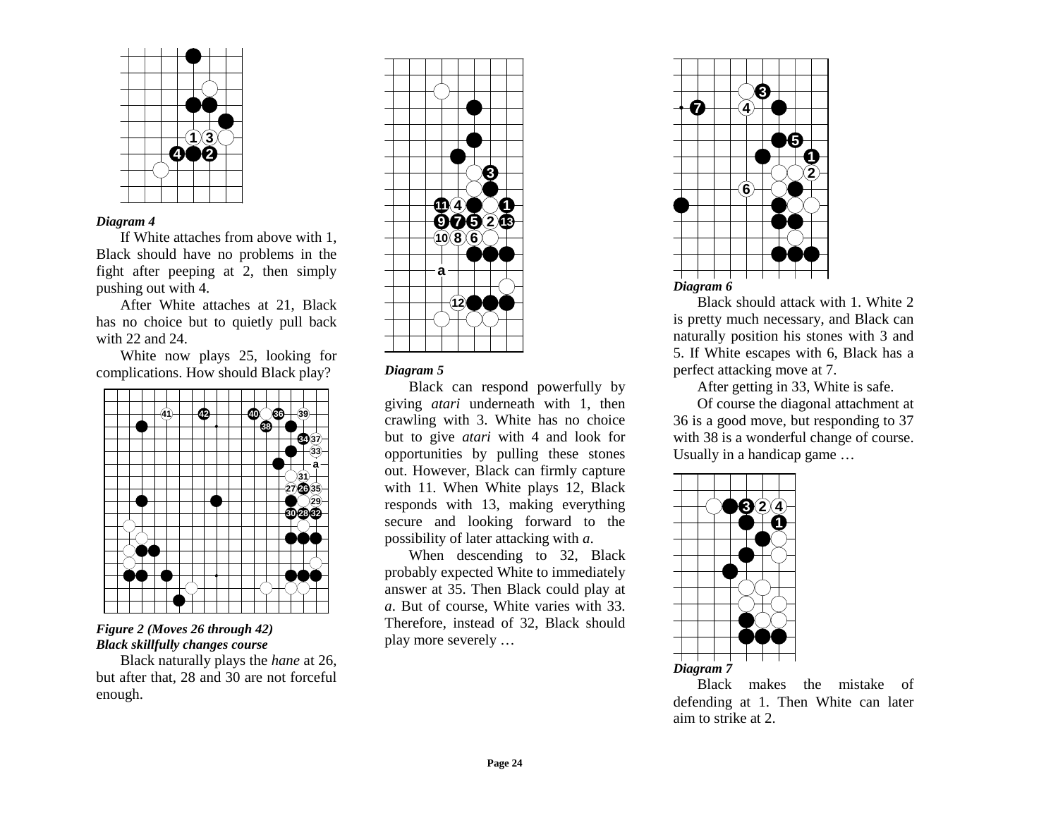***Diagram 4***

If White attaches from above with 1, Black should have no problems in the fight after peeping at 2, then simply pushing out with 4.

After White attaches at 21, Black has no choice but to quietly pull back with 22 and 24.

White now plays 25, looking for complications. How should Black play?

***Figure 2 (Moves 26 through 42)***
***Black skillfully changes course***

Black naturally plays the *hane* at 26, but after that, 28 and 30 are not forceful enough.

***Diagram 5***

Black can respond powerfully by giving *atari* underneath with 1, then crawling with 3. White has no choice but to give *atari* with 4 and look for opportunities by pulling these stones out. However, Black can firmly capture with 11. When White plays 12, Black responds with 13, making everything secure and looking forward to the possibility of later attacking with *a*.

When descending to 32, Black probably expected White to immediately answer at 35. Then Black could play at *a*. But of course, White varies with 33. Therefore, instead of 32, Black should play more severely …

***Diagram 6***

Black should attack with 1. White 2 is pretty much necessary, and Black can naturally position his stones with 3 and 5. If White escapes with 6, Black has a perfect attacking move at 7.

After getting in 33, White is safe.

Of course the diagonal attachment at 36 is a good move, but responding to 37 with 38 is a wonderful change of course. Usually in a handicap game …

***Diagram 7***

Black makes the mistake of defending at 1. Then White can later aim to strike at 2.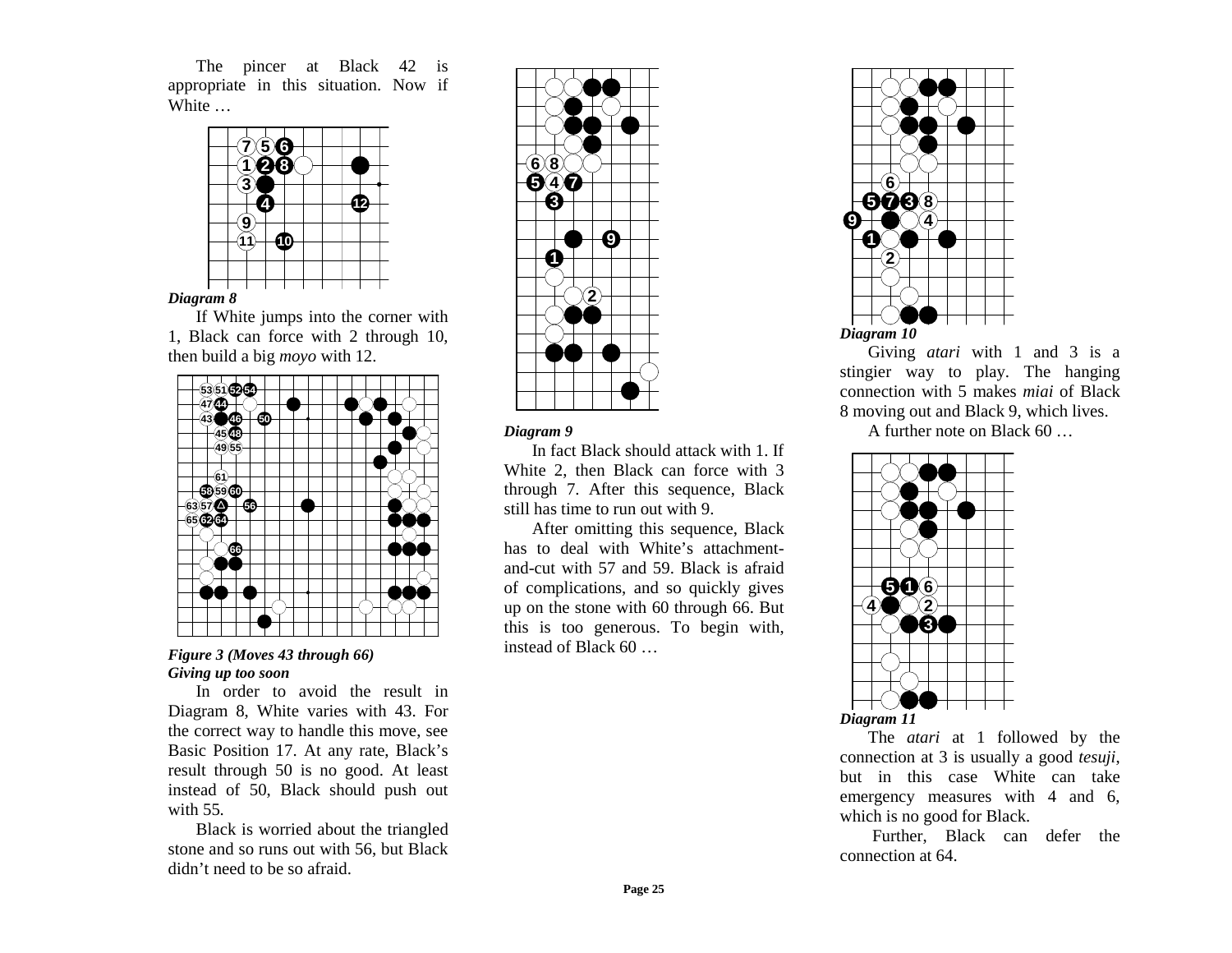The pincer at Black 42 is appropriate in this situation. Now if White …

*Diagram 8*

If White jumps into the corner with 1, Black can force with 2 through 10, then build a big *moyo* with 12.

***Figure 3 (Moves 43 through 66)***
***Giving up too soon***

In order to avoid the result in Diagram 8, White varies with 43. For the correct way to handle this move, see Basic Position 17. At any rate, Black's result through 50 is no good. At least instead of 50, Black should push out with 55.

Black is worried about the triangled stone and so runs out with 56, but Black didn't need to be so afraid.

*Diagram 9*

In fact Black should attack with 1. If White 2, then Black can force with 3 through 7. After this sequence, Black still has time to run out with 9.

After omitting this sequence, Black has to deal with White's attachment-and-cut with 57 and 59. Black is afraid of complications, and so quickly gives up on the stone with 60 through 66. But this is too generous. To begin with, instead of Black 60 …

*Diagram 10*

Giving *atari* with 1 and 3 is a stingier way to play. The hanging connection with 5 makes *miai* of Black 8 moving out and Black 9, which lives.

A further note on Black 60 …

*Diagram 11*

The *atari* at 1 followed by the connection at 3 is usually a good *tesuji*, but in this case White can take emergency measures with 4 and 6, which is no good for Black.

Further, Black can defer the connection at 64.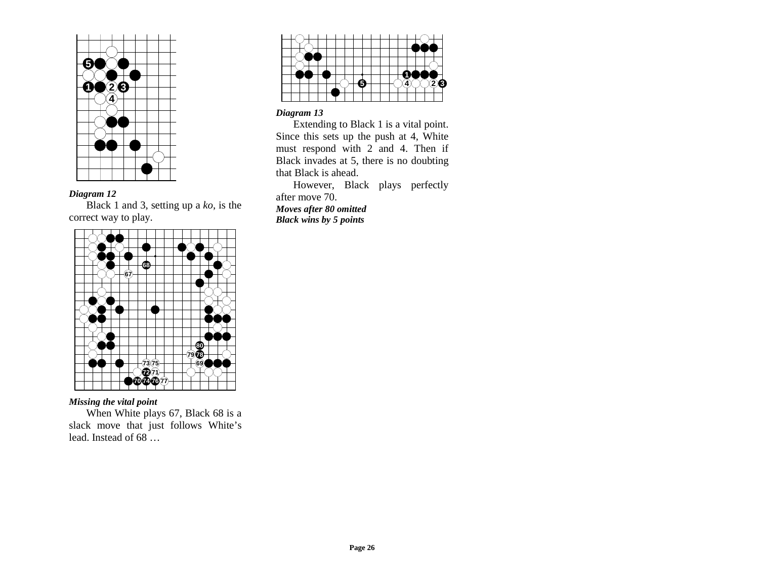*Diagram 12*

Black 1 and 3, setting up a *ko*, is the correct way to play.

*Missing the vital point*

When White plays 67, Black 68 is a slack move that just follows White's lead. Instead of 68 …

*Diagram 13*

Extending to Black 1 is a vital point. Since this sets up the push at 4, White must respond with 2 and 4. Then if Black invades at 5, there is no doubting that Black is ahead.

However, Black plays perfectly after move 70.

***Moves after 80 omitted***

***Black wins by 5 points***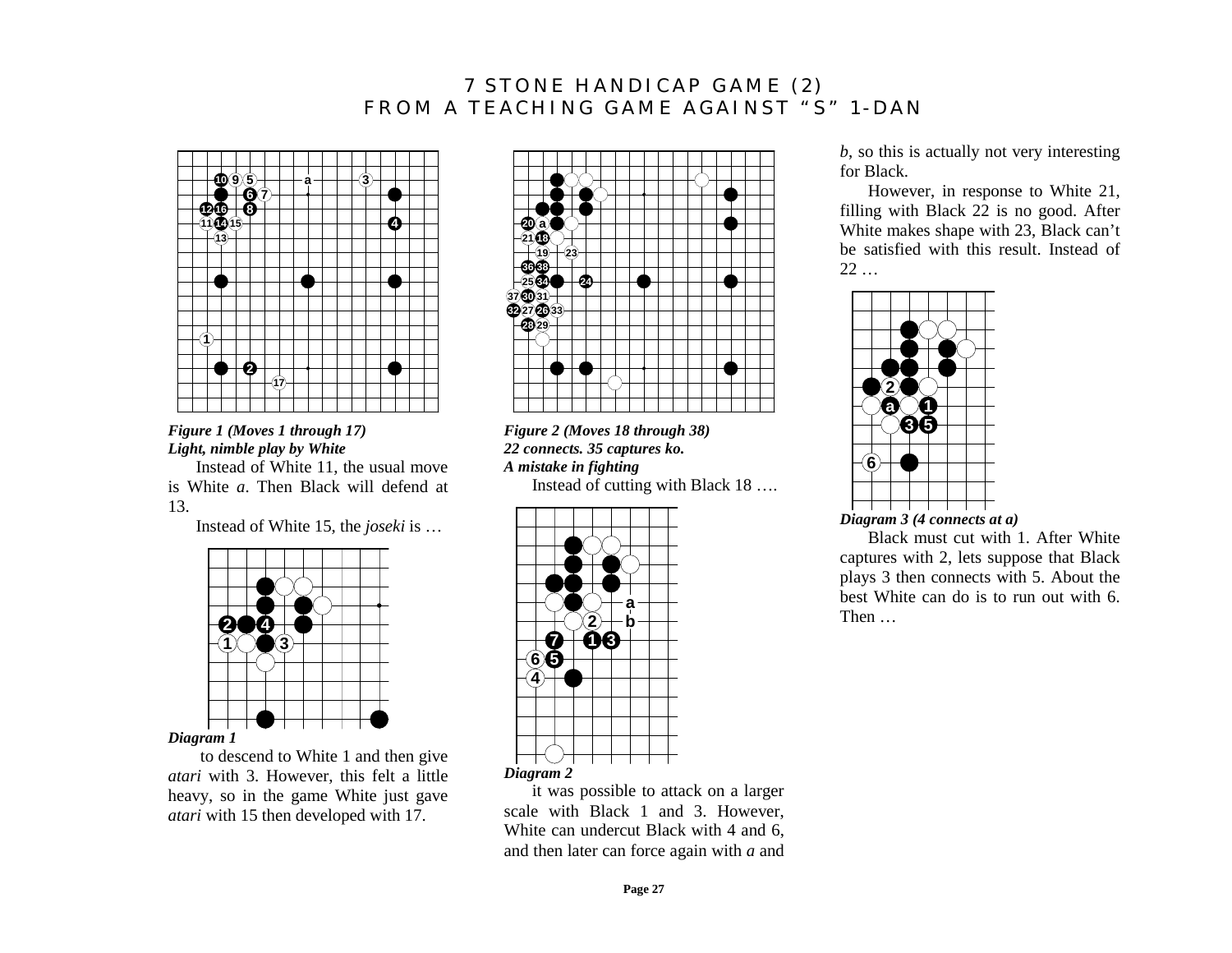# 7 STONE HANDICAP GAME (2)
## FROM A TEACHING GAME AGAINST "S" 1-DAN

***Figure 1 (Moves 1 through 17)***
***Light, nimble play by White***

Instead of White 11, the usual move is White *a*. Then Black will defend at 13.

Instead of White 15, the *joseki* is …

***Diagram 1***

to descend to White 1 and then give *atari* with 3. However, this felt a little heavy, so in the game White just gave *atari* with 15 then developed with 17.

***Figure 2 (Moves 18 through 38)***
***22 connects. 35 captures ko.***
***A mistake in fighting***

Instead of cutting with Black 18 ….

***Diagram 2***

it was possible to attack on a larger scale with Black 1 and 3. However, White can undercut Black with 4 and 6, and then later can force again with *a* and *b*, so this is actually not very interesting for Black.

However, in response to White 21, filling with Black 22 is no good. After White makes shape with 23, Black can't be satisfied with this result. Instead of 22 …

***Diagram 3 (4 connects at a)***

Black must cut with 1. After White captures with 2, lets suppose that Black plays 3 then connects with 5. About the best White can do is to run out with 6. Then …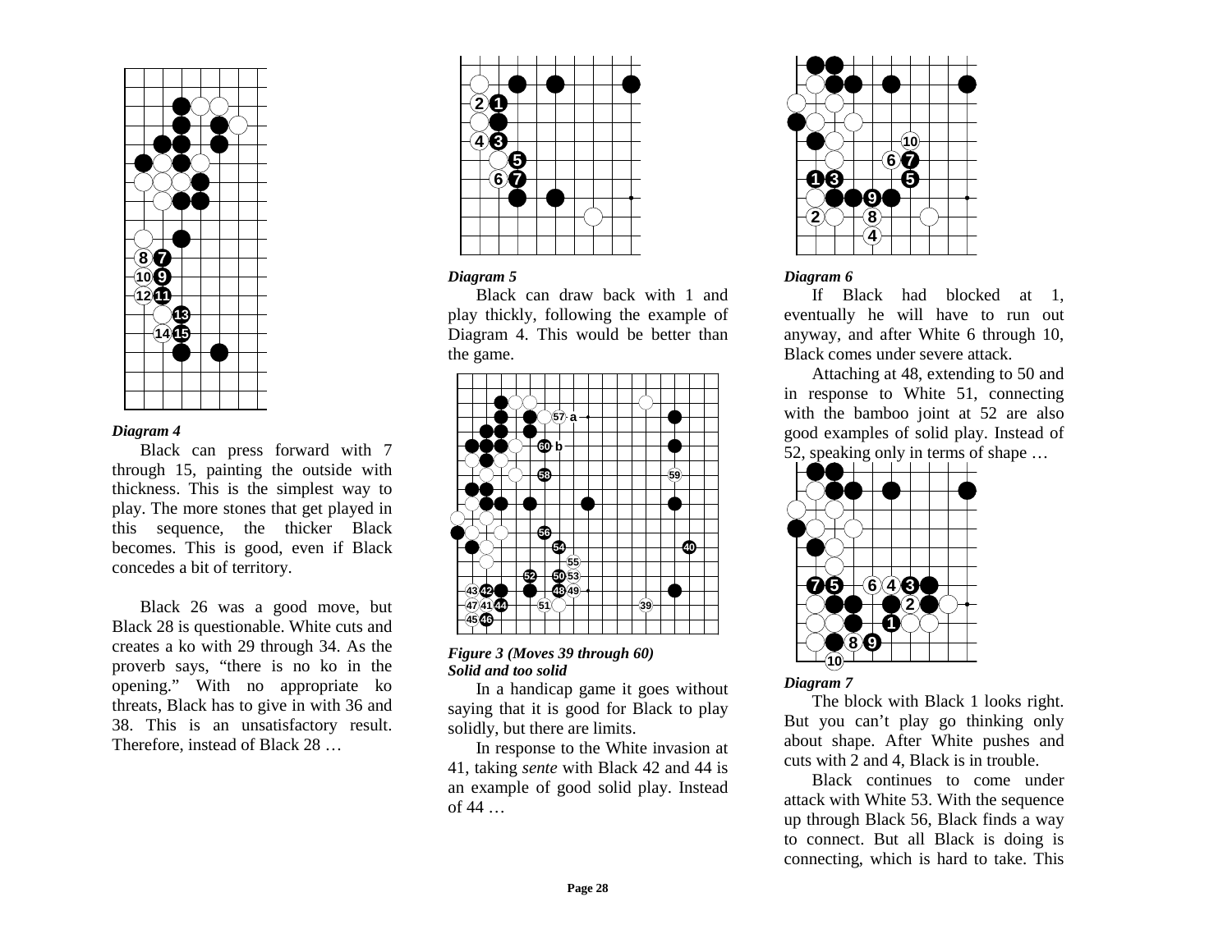*Diagram 4*

Black can press forward with 7 through 15, painting the outside with thickness. This is the simplest way to play. The more stones that get played in this sequence, the thicker Black becomes. This is good, even if Black concedes a bit of territory.

Black 26 was a good move, but Black 28 is questionable. White cuts and creates a ko with 29 through 34. As the proverb says, "there is no ko in the opening." With no appropriate ko threats, Black has to give in with 36 and 38. This is an unsatisfactory result. Therefore, instead of Black 28 …

*Diagram 5*

Black can draw back with 1 and play thickly, following the example of Diagram 4. This would be better than the game.

***Figure 3 (Moves 39 through 60)***
***Solid and too solid***

In a handicap game it goes without saying that it is good for Black to play solidly, but there are limits.

In response to the White invasion at 41, taking *sente* with Black 42 and 44 is an example of good solid play. Instead of 44 …

*Diagram 6*

If Black had blocked at 1, eventually he will have to run out anyway, and after White 6 through 10, Black comes under severe attack.

Attaching at 48, extending to 50 and in response to White 51, connecting with the bamboo joint at 52 are also good examples of solid play. Instead of 52, speaking only in terms of shape …

*Diagram 7*

The block with Black 1 looks right. But you can't play go thinking only about shape. After White pushes and cuts with 2 and 4, Black is in trouble.

Black continues to come under attack with White 53. With the sequence up through Black 56, Black finds a way to connect. But all Black is doing is connecting, which is hard to take. This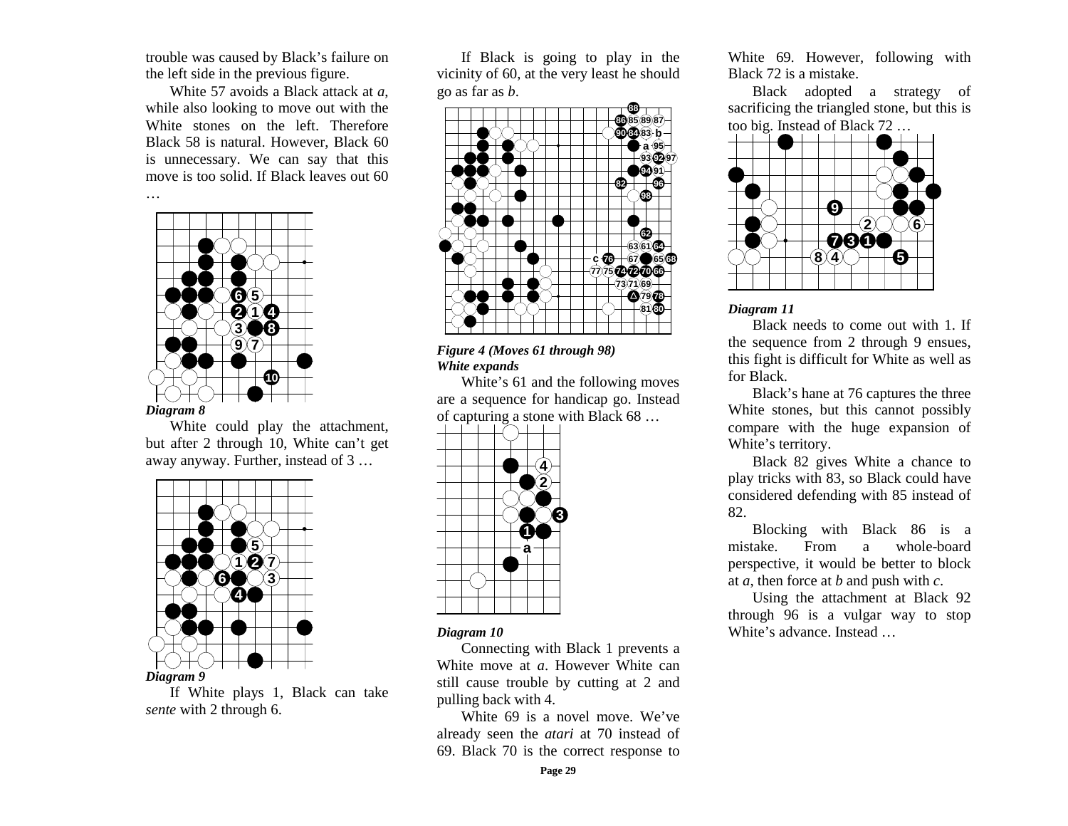trouble was caused by Black's failure on the left side in the previous figure.

White 57 avoids a Black attack at *a*, while also looking to move out with the White stones on the left. Therefore Black 58 is natural. However, Black 60 is unnecessary. We can say that this move is too solid. If Black leaves out 60 …

***Diagram 8***

White could play the attachment, but after 2 through 10, White can't get away anyway. Further, instead of 3 …

***Diagram 9***

If White plays 1, Black can take *sente* with 2 through 6.

If Black is going to play in the vicinity of 60, at the very least he should go as far as *b*.

***Figure 4 (Moves 61 through 98)***
***White expands***

White's 61 and the following moves are a sequence for handicap go. Instead of capturing a stone with Black 68 …

***Diagram 10***

Connecting with Black 1 prevents a White move at *a*. However White can still cause trouble by cutting at 2 and pulling back with 4.

White 69 is a novel move. We've already seen the *atari* at 70 instead of 69. Black 70 is the correct response to White 69. However, following with Black 72 is a mistake.

Black adopted a strategy of sacrificing the triangled stone, but this is too big. Instead of Black 72 …

***Diagram 11***

Black needs to come out with 1. If the sequence from 2 through 9 ensues, this fight is difficult for White as well as for Black.

Black's hane at 76 captures the three White stones, but this cannot possibly compare with the huge expansion of White's territory.

Black 82 gives White a chance to play tricks with 83, so Black could have considered defending with 85 instead of 82.

Blocking with Black 86 is a mistake. From a whole-board perspective, it would be better to block at *a*, then force at *b* and push with *c*.

Using the attachment at Black 92 through 96 is a vulgar way to stop White's advance. Instead …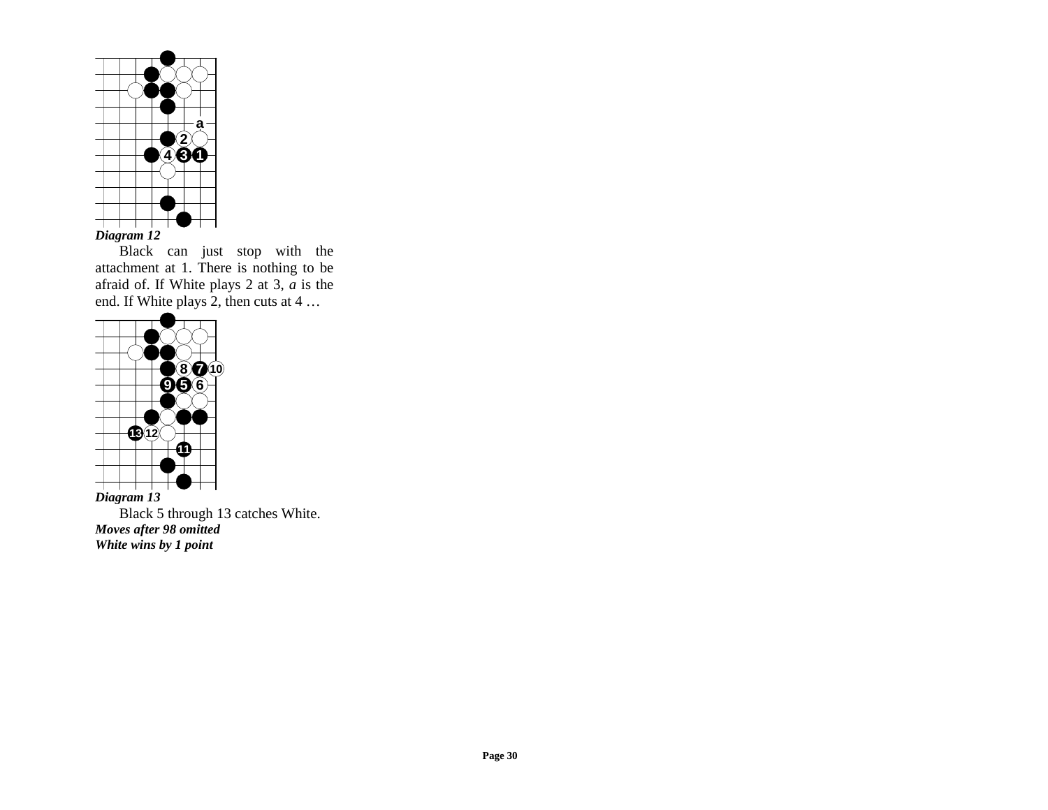*Diagram 12*

Black can just stop with the attachment at 1. There is nothing to be afraid of. If White plays 2 at 3, *a* is the end. If White plays 2, then cuts at 4 …

*Diagram 13*

Black 5 through 13 catches White.

***Moves after 98 omitted***

***White wins by 1 point***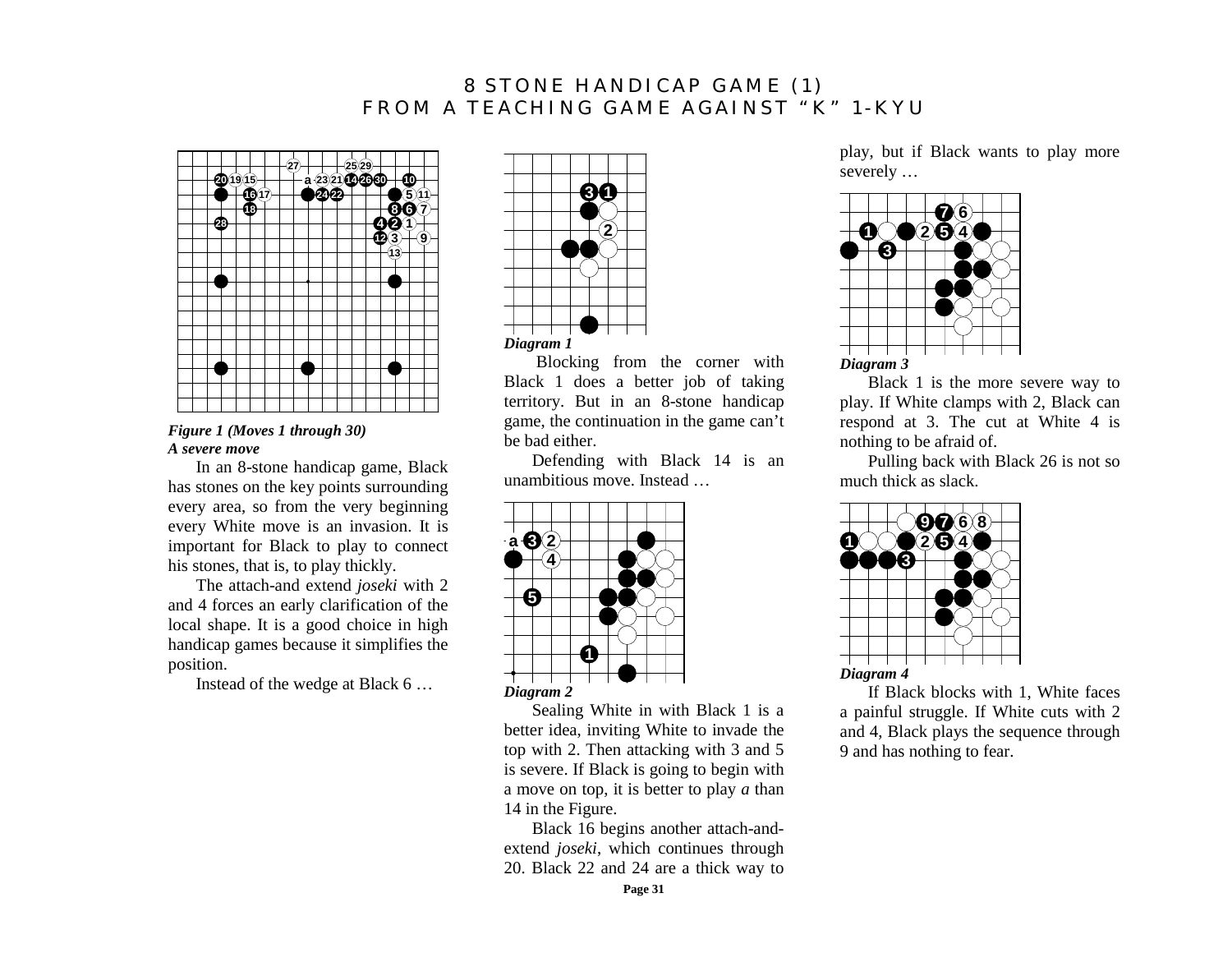# 8 STONE HANDICAP GAME (1)
# FROM A TEACHING GAME AGAINST "K" 1-KYU

*Figure 1 (Moves 1 through 30)*
***A severe move***

In an 8-stone handicap game, Black has stones on the key points surrounding every area, so from the very beginning every White move is an invasion. It is important for Black to play to connect his stones, that is, to play thickly.

The attach-and extend *joseki* with 2 and 4 forces an early clarification of the local shape. It is a good choice in high handicap games because it simplifies the position.

Instead of the wedge at Black 6 …

*Diagram 1*

Blocking from the corner with Black 1 does a better job of taking territory. But in an 8-stone handicap game, the continuation in the game can't be bad either.

Defending with Black 14 is an unambitious move. Instead …

*Diagram 2*

Sealing White in with Black 1 is a better idea, inviting White to invade the top with 2. Then attacking with 3 and 5 is severe. If Black is going to begin with a move on top, it is better to play *a* than 14 in the Figure.

Black 16 begins another attach-and-extend *joseki*, which continues through 20. Black 22 and 24 are a thick way to play, but if Black wants to play more severely …

*Diagram 3*

Black 1 is the more severe way to play. If White clamps with 2, Black can respond at 3. The cut at White 4 is nothing to be afraid of.

Pulling back with Black 26 is not so much thick as slack.

*Diagram 4*

If Black blocks with 1, White faces a painful struggle. If White cuts with 2 and 4, Black plays the sequence through 9 and has nothing to fear.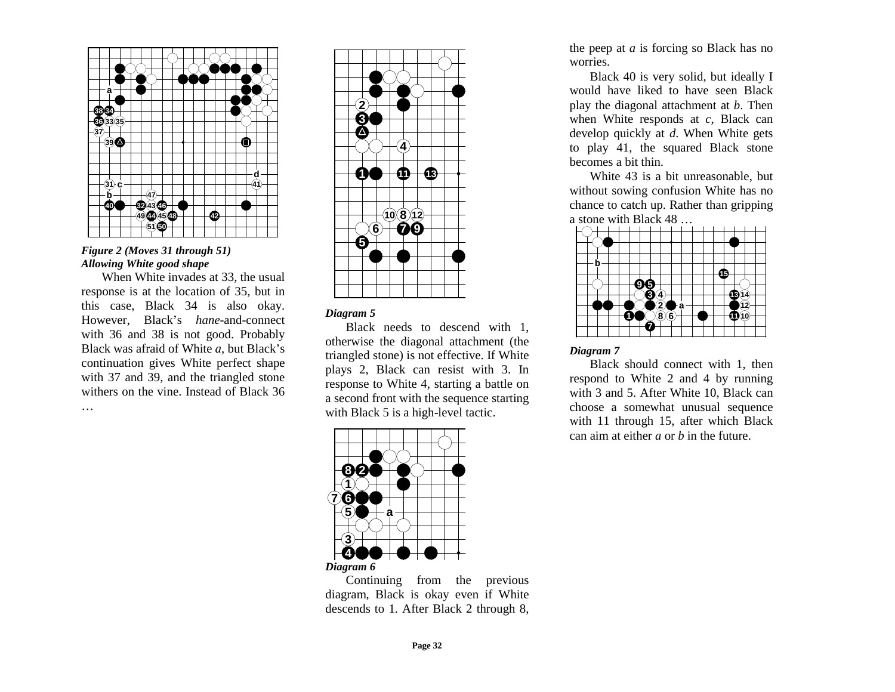*Figure 2 (Moves 31 through 51)*
***Allowing White good shape***

When White invades at 33, the usual response is at the location of 35, but in this case, Black 34 is also okay. However, Black's *hane*-and-connect with 36 and 38 is not good. Probably Black was afraid of White *a*, but Black's continuation gives White perfect shape with 37 and 39, and the triangled stone withers on the vine. Instead of Black 36 …

***Diagram 5***

Black needs to descend with 1, otherwise the diagonal attachment (the triangled stone) is not effective. If White plays 2, Black can resist with 3. In response to White 4, starting a battle on a second front with the sequence starting with Black 5 is a high-level tactic.

***Diagram 6***

Continuing from the previous diagram, Black is okay even if White descends to 1. After Black 2 through 8, the peep at *a* is forcing so Black has no worries.

Black 40 is very solid, but ideally I would have liked to have seen Black play the diagonal attachment at *b*. Then when White responds at *c*, Black can develop quickly at *d*. When White gets to play 41, the squared Black stone becomes a bit thin.

White 43 is a bit unreasonable, but without sowing confusion White has no chance to catch up. Rather than gripping a stone with Black 48 …

***Diagram 7***

Black should connect with 1, then respond to White 2 and 4 by running with 3 and 5. After White 10, Black can choose a somewhat unusual sequence with 11 through 15, after which Black can aim at either *a* or *b* in the future.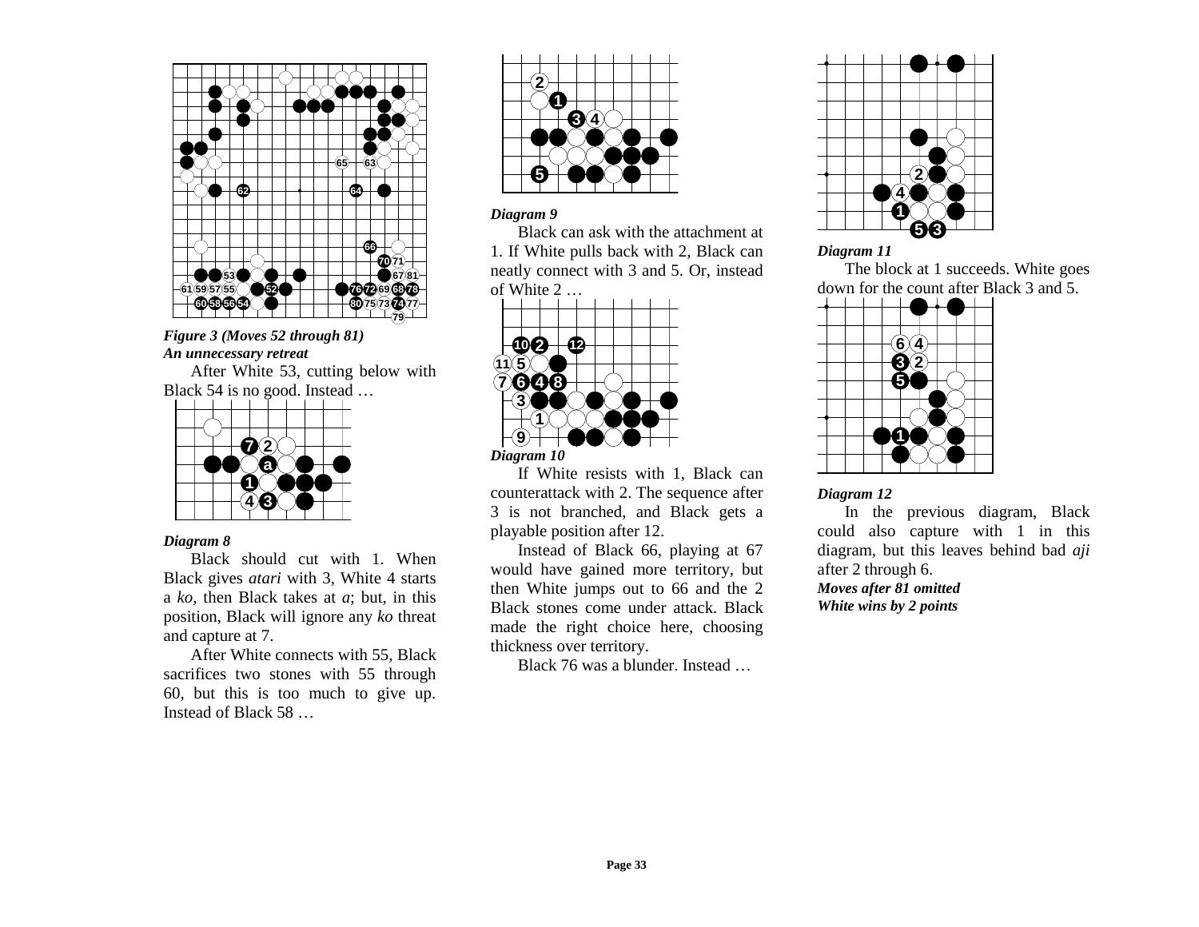***Figure 3 (Moves 52 through 81)***
***An unnecessary retreat***

After White 53, cutting below with Black 54 is no good. Instead …

***Diagram 8***

Black should cut with 1. When Black gives *atari* with 3, White 4 starts a *ko*, then Black takes at *a*; but, in this position, Black will ignore any *ko* threat and capture at 7.

After White connects with 55, Black sacrifices two stones with 55 through 60, but this is too much to give up. Instead of Black 58 …

***Diagram 9***

Black can ask with the attachment at 1. If White pulls back with 2, Black can neatly connect with 3 and 5. Or, instead of White 2 …

***Diagram 10***

If White resists with 1, Black can counterattack with 2. The sequence after 3 is not branched, and Black gets a playable position after 12.

Instead of Black 66, playing at 67 would have gained more territory, but then White jumps out to 66 and the 2 Black stones come under attack. Black made the right choice here, choosing thickness over territory.

Black 76 was a blunder. Instead …

***Diagram 11***

The block at 1 succeeds. White goes down for the count after Black 3 and 5.

***Diagram 12***

In the previous diagram, Black could also capture with 1 in this diagram, but this leaves behind bad *aji* after 2 through 6.

***Moves after 81 omitted***
***White wins by 2 points***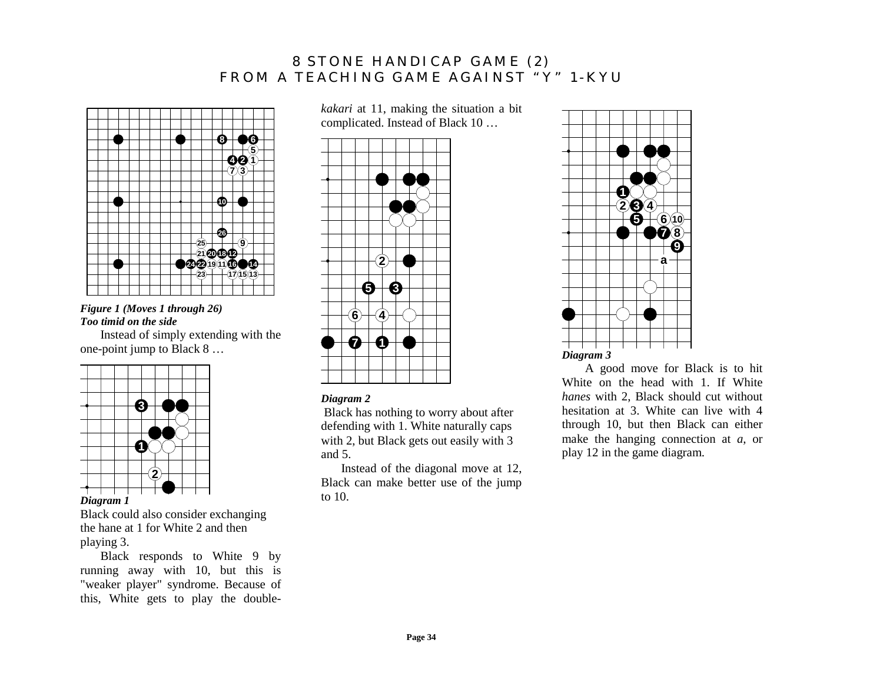# 8 STONE HANDICAP GAME (2)
# FROM A TEACHING GAME AGAINST "Y" 1-KYU

*Figure 1 (Moves 1 through 26)*
***Too timid on the side***

Instead of simply extending with the one-point jump to Black 8 …

***Diagram 1***

Black could also consider exchanging the hane at 1 for White 2 and then playing 3.

Black responds to White 9 by running away with 10, but this is "weaker player" syndrome. Because of this, White gets to play the double-*kakari* at 11, making the situation a bit complicated. Instead of Black 10 …

***Diagram 2***

Black has nothing to worry about after defending with 1. White naturally caps with 2, but Black gets out easily with 3 and 5.

Instead of the diagonal move at 12, Black can make better use of the jump to 10.

***Diagram 3***

A good move for Black is to hit White on the head with 1. If White *hanes* with 2, Black should cut without hesitation at 3. White can live with 4 through 10, but then Black can either make the hanging connection at *a*, or play 12 in the game diagram.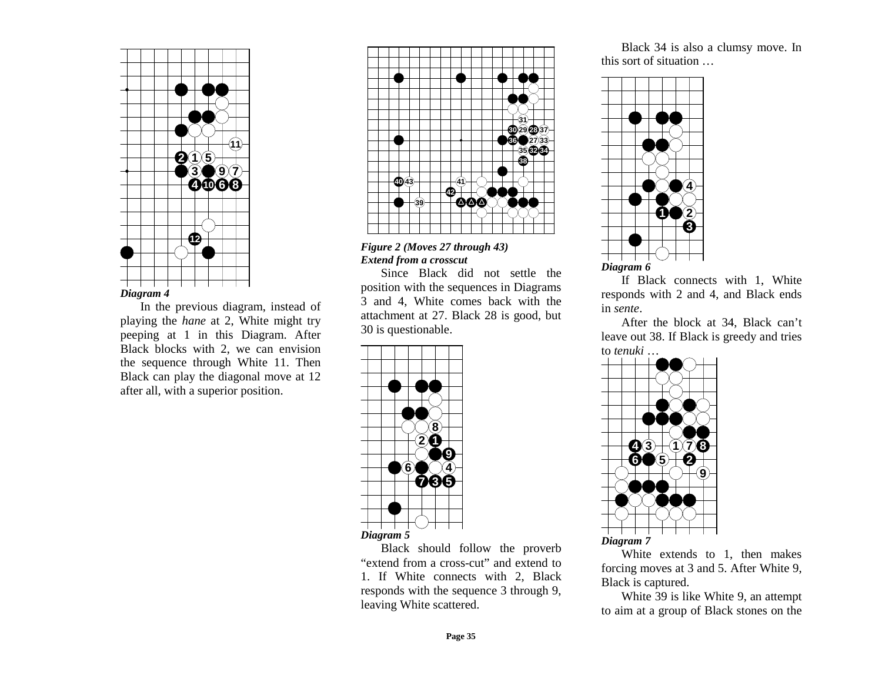*Diagram 4*

In the previous diagram, instead of playing the *hane* at 2, White might try peeping at 1 in this Diagram. After Black blocks with 2, we can envision the sequence through White 11. Then Black can play the diagonal move at 12 after all, with a superior position.

***Figure 2 (Moves 27 through 43)***
***Extend from a crosscut***

Since Black did not settle the position with the sequences in Diagrams 3 and 4, White comes back with the attachment at 27. Black 28 is good, but 30 is questionable.

*Diagram 5*

Black should follow the proverb "extend from a cross-cut" and extend to 1. If White connects with 2, Black responds with the sequence 3 through 9, leaving White scattered.

Black 34 is also a clumsy move. In this sort of situation …

*Diagram 6*

If Black connects with 1, White responds with 2 and 4, and Black ends in *sente*.

After the block at 34, Black can't leave out 38. If Black is greedy and tries to *tenuki* …

*Diagram 7*

White extends to 1, then makes forcing moves at 3 and 5. After White 9, Black is captured.

White 39 is like White 9, an attempt to aim at a group of Black stones on the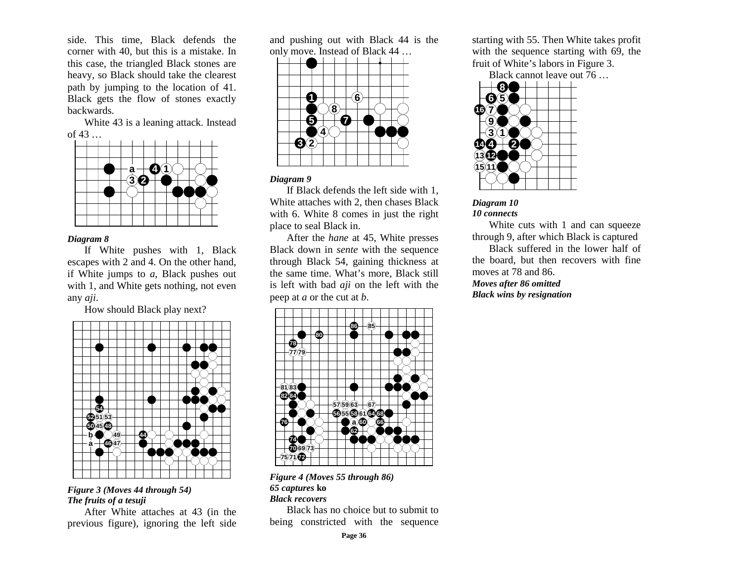side. This time, Black defends the corner with 40, but this is a mistake. In this case, the triangled Black stones are heavy, so Black should take the clearest path by jumping to the location of 41. Black gets the flow of stones exactly backwards.

White 43 is a leaning attack. Instead of 43 …

*Diagram 8*

If White pushes with 1, Black escapes with 2 and 4. On the other hand, if White jumps to *a*, Black pushes out with 1, and White gets nothing, not even any *aji*.

How should Black play next?

***Figure 3 (Moves 44 through 54)***
***The fruits of a tesuji***

After White attaches at 43 (in the previous figure), ignoring the left side and pushing out with Black 44 is the only move. Instead of Black 44 …

*Diagram 9*

If Black defends the left side with 1, White attaches with 2, then chases Black with 6. White 8 comes in just the right place to seal Black in.

After the *hane* at 45, White presses Black down in *sente* with the sequence through Black 54, gaining thickness at the same time. What's more, Black still is left with bad *aji* on the left with the peep at *a* or the cut at *b*.

***Figure 4 (Moves 55 through 86)***
***65 captures* ko**
***Black recovers***

Black has no choice but to submit to being constricted with the sequence starting with 55. Then White takes profit with the sequence starting with 69, the fruit of White's labors in Figure 3.

Black cannot leave out 76 …

***Diagram 10***
***10 connects***

White cuts with 1 and can squeeze through 9, after which Black is captured

Black suffered in the lower half of the board, but then recovers with fine moves at 78 and 86.

***Moves after 86 omitted***
***Black wins by resignation***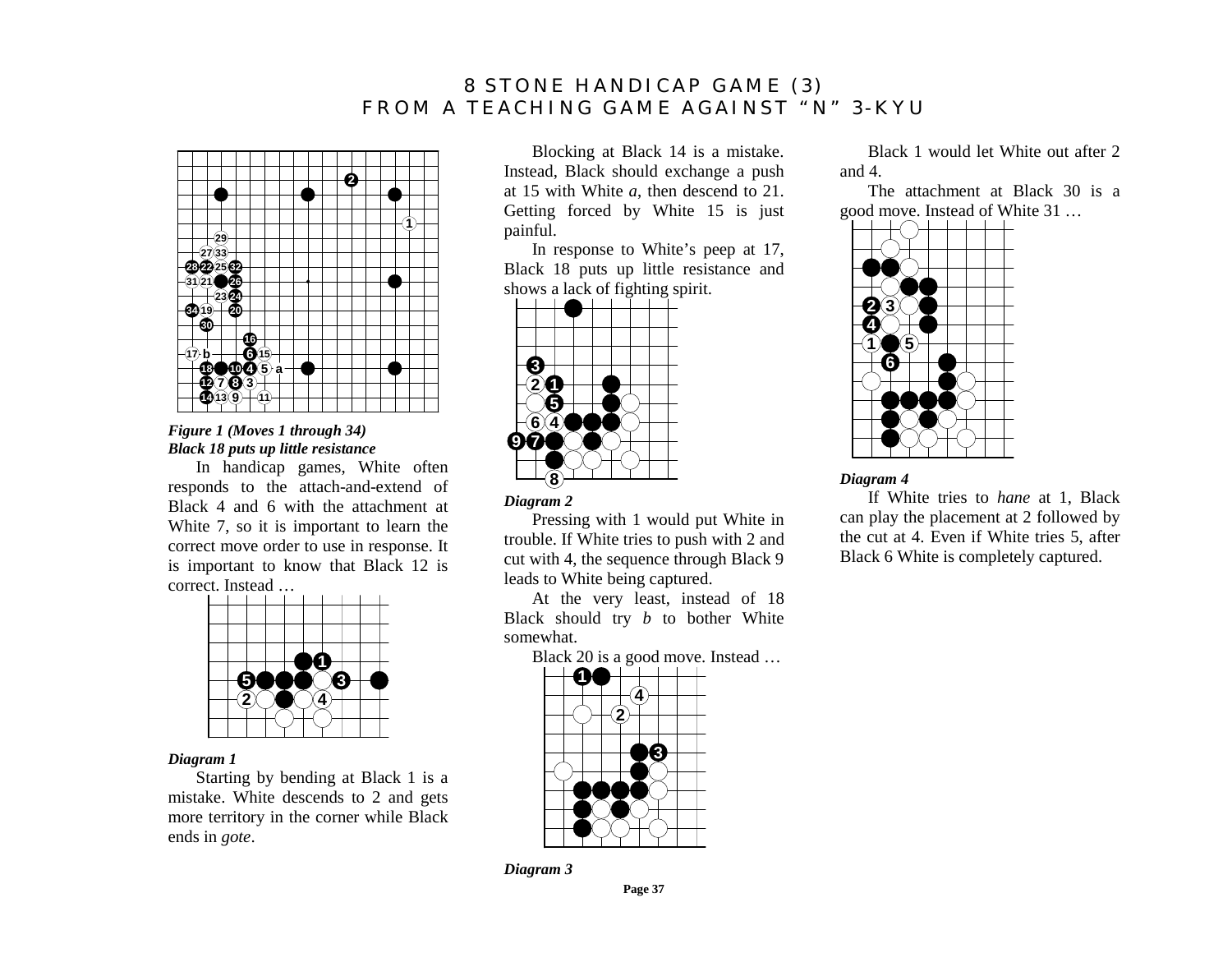# 8 STONE HANDICAP GAME (3)
## FROM A TEACHING GAME AGAINST "N" 3-KYU

***Figure 1 (Moves 1 through 34)***
***Black 18 puts up little resistance***

In handicap games, White often responds to the attach-and-extend of Black 4 and 6 with the attachment at White 7, so it is important to learn the correct move order to use in response. It is important to know that Black 12 is correct. Instead …

***Diagram 1***

Starting by bending at Black 1 is a mistake. White descends to 2 and gets more territory in the corner while Black ends in *gote*.

Blocking at Black 14 is a mistake. Instead, Black should exchange a push at 15 with White *a*, then descend to 21. Getting forced by White 15 is just painful.

In response to White's peep at 17, Black 18 puts up little resistance and shows a lack of fighting spirit.

***Diagram 2***

Pressing with 1 would put White in trouble. If White tries to push with 2 and cut with 4, the sequence through Black 9 leads to White being captured.

At the very least, instead of 18 Black should try *b* to bother White somewhat.

Black 20 is a good move. Instead …

***Diagram 3***

Black 1 would let White out after 2 and 4.

The attachment at Black 30 is a good move. Instead of White 31 …

***Diagram 4***

If White tries to *hane* at 1, Black can play the placement at 2 followed by the cut at 4. Even if White tries 5, after Black 6 White is completely captured.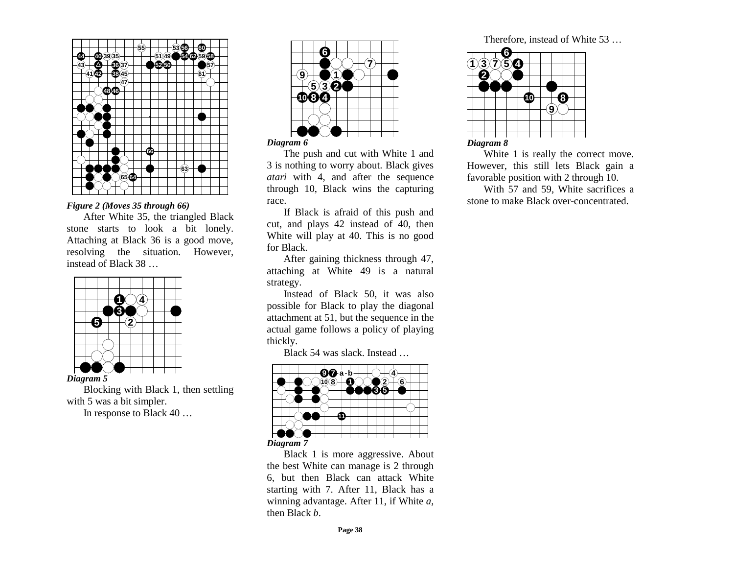*Figure 2 (Moves 35 through 66)*

After White 35, the triangled Black stone starts to look a bit lonely. Attaching at Black 36 is a good move, resolving the situation. However, instead of Black 38 …

*Diagram 5*

Blocking with Black 1, then settling with 5 was a bit simpler.

In response to Black 40 …

*Diagram 6*

The push and cut with White 1 and 3 is nothing to worry about. Black gives *atari* with 4, and after the sequence through 10, Black wins the capturing race.

If Black is afraid of this push and cut, and plays 42 instead of 40, then White will play at 40. This is no good for Black.

After gaining thickness through 47, attaching at White 49 is a natural strategy.

Instead of Black 50, it was also possible for Black to play the diagonal attachment at 51, but the sequence in the actual game follows a policy of playing thickly.

Black 54 was slack. Instead …

*Diagram 7*

Black 1 is more aggressive. About the best White can manage is 2 through 6, but then Black can attack White starting with 7. After 11, Black has a winning advantage. After 11, if White *a*, then Black *b*.

Therefore, instead of White 53 …

*Diagram 8*

White 1 is really the correct move. However, this still lets Black gain a favorable position with 2 through 10.

With 57 and 59, White sacrifices a stone to make Black over-concentrated.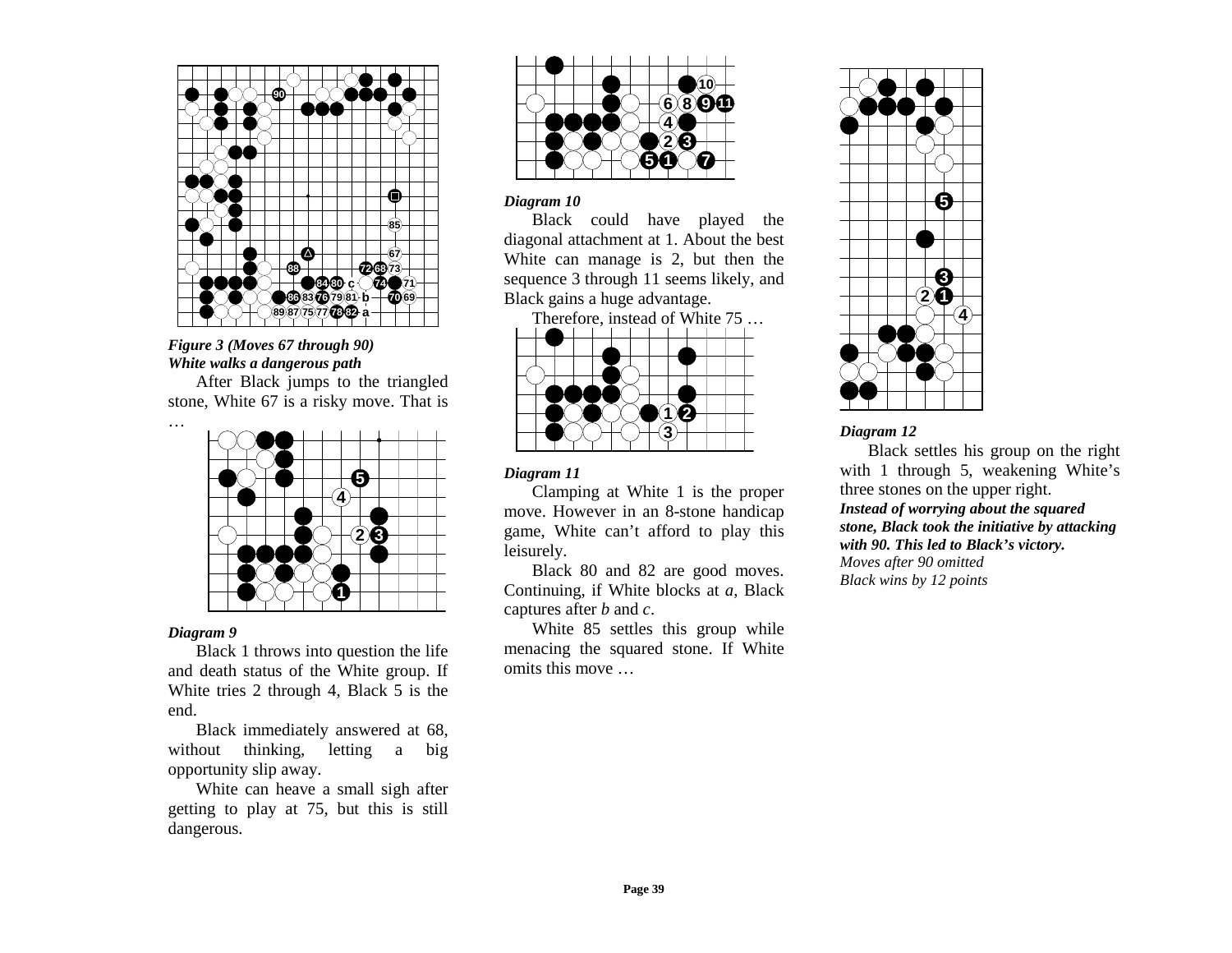*Figure 3 (Moves 67 through 90)*
***White walks a dangerous path***

After Black jumps to the triangled stone, White 67 is a risky move. That is …

*Diagram 9*

Black 1 throws into question the life and death status of the White group. If White tries 2 through 4, Black 5 is the end.

Black immediately answered at 68, without thinking, letting a big opportunity slip away.

White can heave a small sigh after getting to play at 75, but this is still dangerous.

*Diagram 10*

Black could have played the diagonal attachment at 1. About the best White can manage is 2, but then the sequence 3 through 11 seems likely, and Black gains a huge advantage.

Therefore, instead of White 75 …

*Diagram 11*

Clamping at White 1 is the proper move. However in an 8-stone handicap game, White can't afford to play this leisurely.

Black 80 and 82 are good moves. Continuing, if White blocks at *a*, Black captures after *b* and *c*.

White 85 settles this group while menacing the squared stone. If White omits this move …

*Diagram 12*

Black settles his group on the right with 1 through 5, weakening White's three stones on the upper right.

***Instead of worrying about the squared stone, Black took the initiative by attacking with 90. This led to Black's victory.***

*Moves after 90 omitted*

*Black wins by 12 points*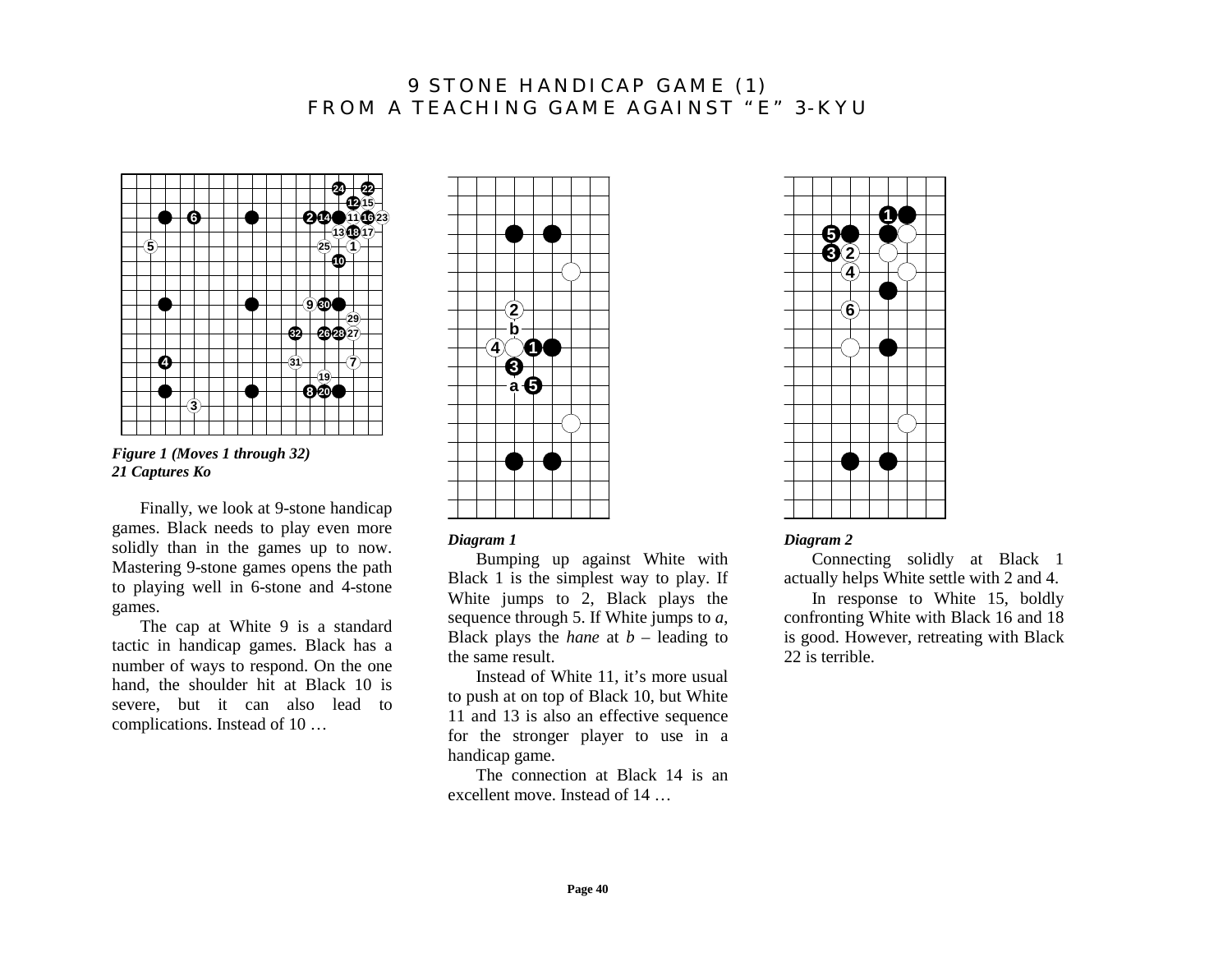# 9 STONE HANDICAP GAME (1)
## FROM A TEACHING GAME AGAINST "E" 3-KYU

*Figure 1 (Moves 1 through 32)*
*21 Captures Ko*

Finally, we look at 9-stone handicap games. Black needs to play even more solidly than in the games up to now. Mastering 9-stone games opens the path to playing well in 6-stone and 4-stone games.

The cap at White 9 is a standard tactic in handicap games. Black has a number of ways to respond. On the one hand, the shoulder hit at Black 10 is severe, but it can also lead to complications. Instead of 10 …

*Diagram 1*

Bumping up against White with Black 1 is the simplest way to play. If White jumps to 2, Black plays the sequence through 5. If White jumps to *a*, Black plays the *hane* at *b* – leading to the same result.

Instead of White 11, it's more usual to push at on top of Black 10, but White 11 and 13 is also an effective sequence for the stronger player to use in a handicap game.

The connection at Black 14 is an excellent move. Instead of 14 …

*Diagram 2*

Connecting solidly at Black 1 actually helps White settle with 2 and 4.

In response to White 15, boldly confronting White with Black 16 and 18 is good. However, retreating with Black 22 is terrible.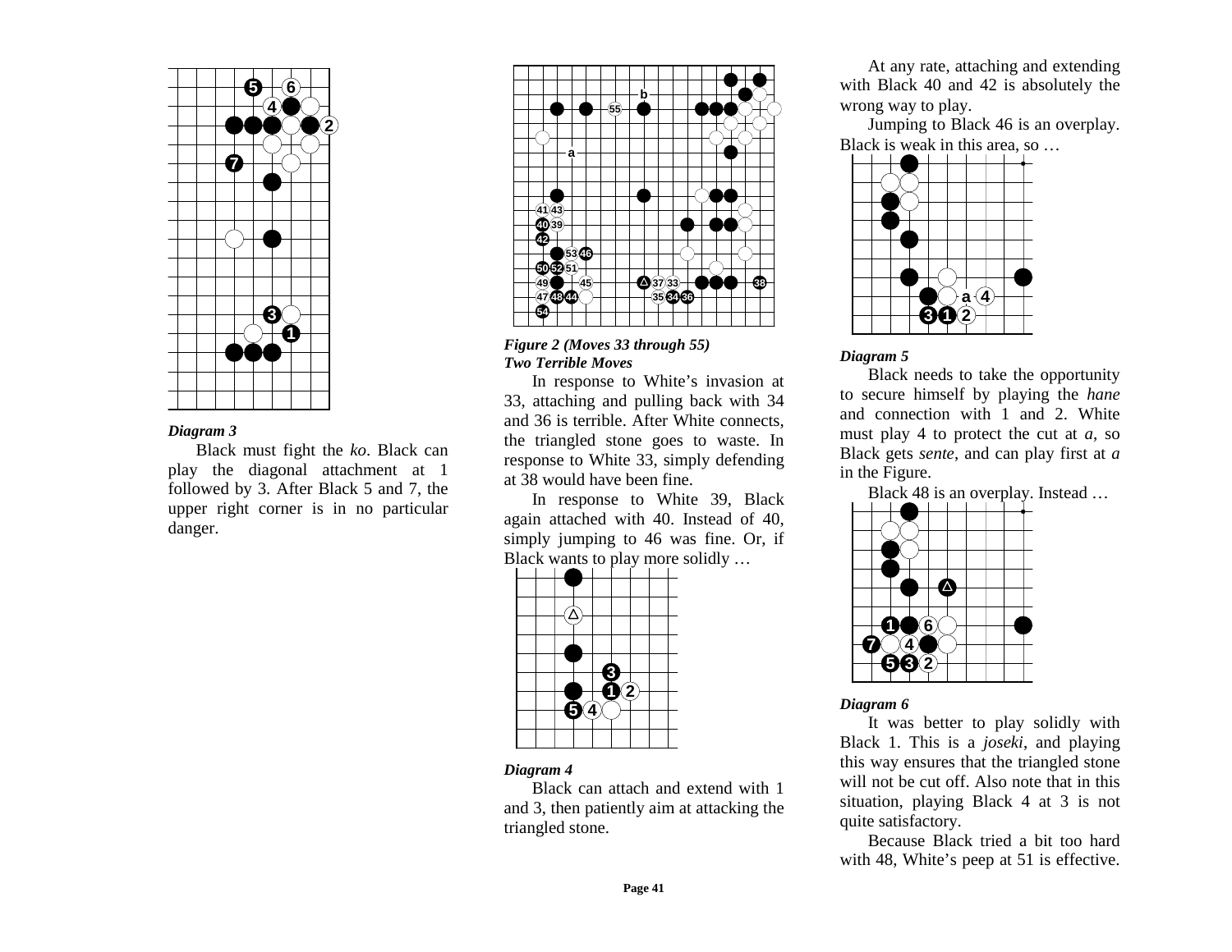*Diagram 3*

Black must fight the *ko*. Black can play the diagonal attachment at 1 followed by 3. After Black 5 and 7, the upper right corner is in no particular danger.

***Figure 2 (Moves 33 through 55)***
***Two Terrible Moves***

In response to White's invasion at 33, attaching and pulling back with 34 and 36 is terrible. After White connects, the triangled stone goes to waste. In response to White 33, simply defending at 38 would have been fine.

In response to White 39, Black again attached with 40. Instead of 40, simply jumping to 46 was fine. Or, if Black wants to play more solidly …

*Diagram 4*

Black can attach and extend with 1 and 3, then patiently aim at attacking the triangled stone.

At any rate, attaching and extending with Black 40 and 42 is absolutely the wrong way to play.

Jumping to Black 46 is an overplay. Black is weak in this area, so …

*Diagram 5*

Black needs to take the opportunity to secure himself by playing the *hane* and connection with 1 and 2. White must play 4 to protect the cut at *a*, so Black gets *sente*, and can play first at *a* in the Figure.

Black 48 is an overplay. Instead …

*Diagram 6*

It was better to play solidly with Black 1. This is a *joseki*, and playing this way ensures that the triangled stone will not be cut off. Also note that in this situation, playing Black 4 at 3 is not quite satisfactory.

Because Black tried a bit too hard with 48, White's peep at 51 is effective.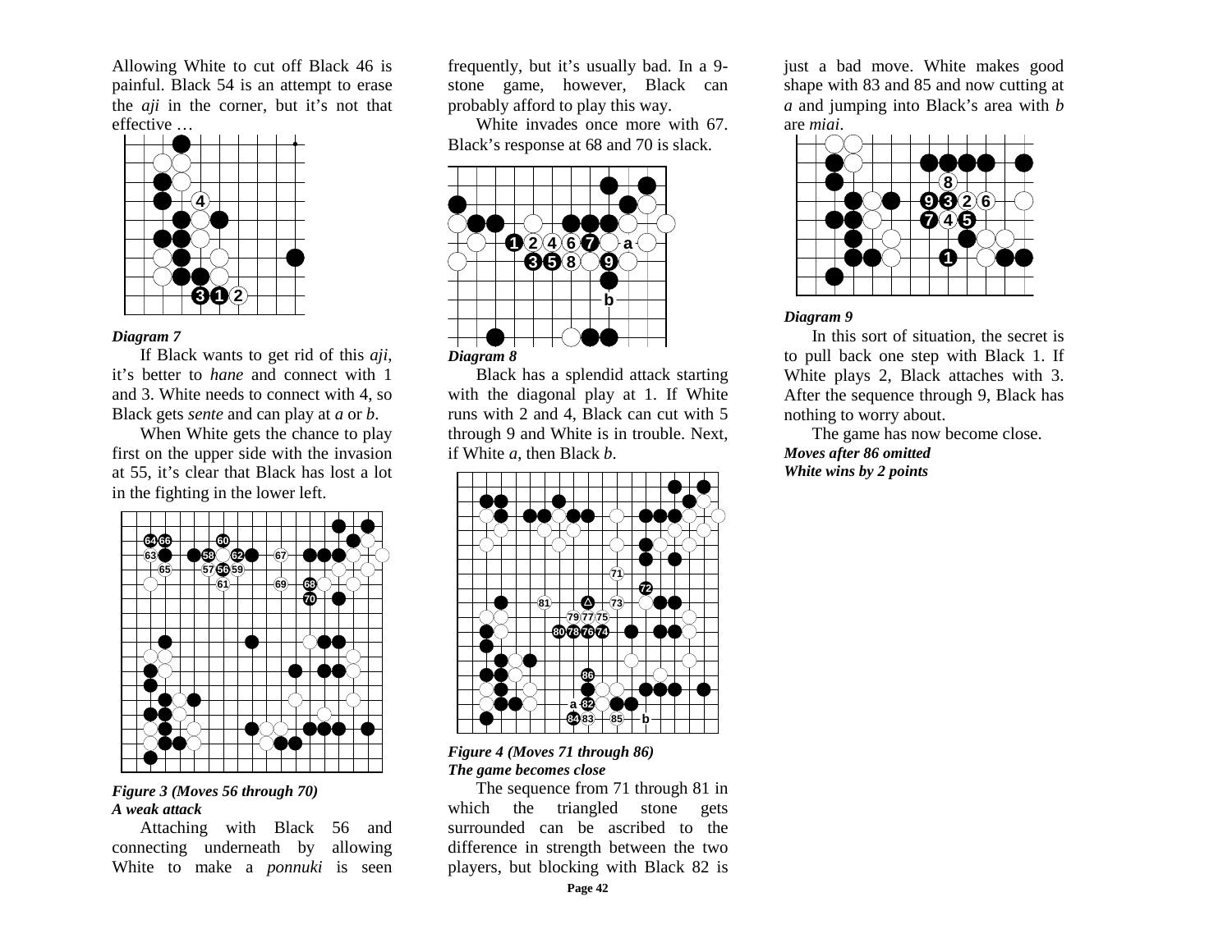Allowing White to cut off Black 46 is painful. Black 54 is an attempt to erase the *aji* in the corner, but it's not that effective …

*Diagram 7*

If Black wants to get rid of this *aji*, it's better to *hane* and connect with 1 and 3. White needs to connect with 4, so Black gets *sente* and can play at *a* or *b*.

When White gets the chance to play first on the upper side with the invasion at 55, it's clear that Black has lost a lot in the fighting in the lower left.

***Figure 3 (Moves 56 through 70)***
***A weak attack***

Attaching with Black 56 and connecting underneath by allowing White to make a *ponnuki* is seen frequently, but it's usually bad. In a 9-stone game, however, Black can probably afford to play this way.

White invades once more with 67. Black's response at 68 and 70 is slack.

*Diagram 8*

Black has a splendid attack starting with the diagonal play at 1. If White runs with 2 and 4, Black can cut with 5 through 9 and White is in trouble. Next, if White *a*, then Black *b*.

***Figure 4 (Moves 71 through 86)***
***The game becomes close***

The sequence from 71 through 81 in which the triangled stone gets surrounded can be ascribed to the difference in strength between the two players, but blocking with Black 82 is just a bad move. White makes good shape with 83 and 85 and now cutting at *a* and jumping into Black's area with *b* are *miai*.

*Diagram 9*

In this sort of situation, the secret is to pull back one step with Black 1. If White plays 2, Black attaches with 3. After the sequence through 9, Black has nothing to worry about.

The game has now become close.

***Moves after 86 omitted***
***White wins by 2 points***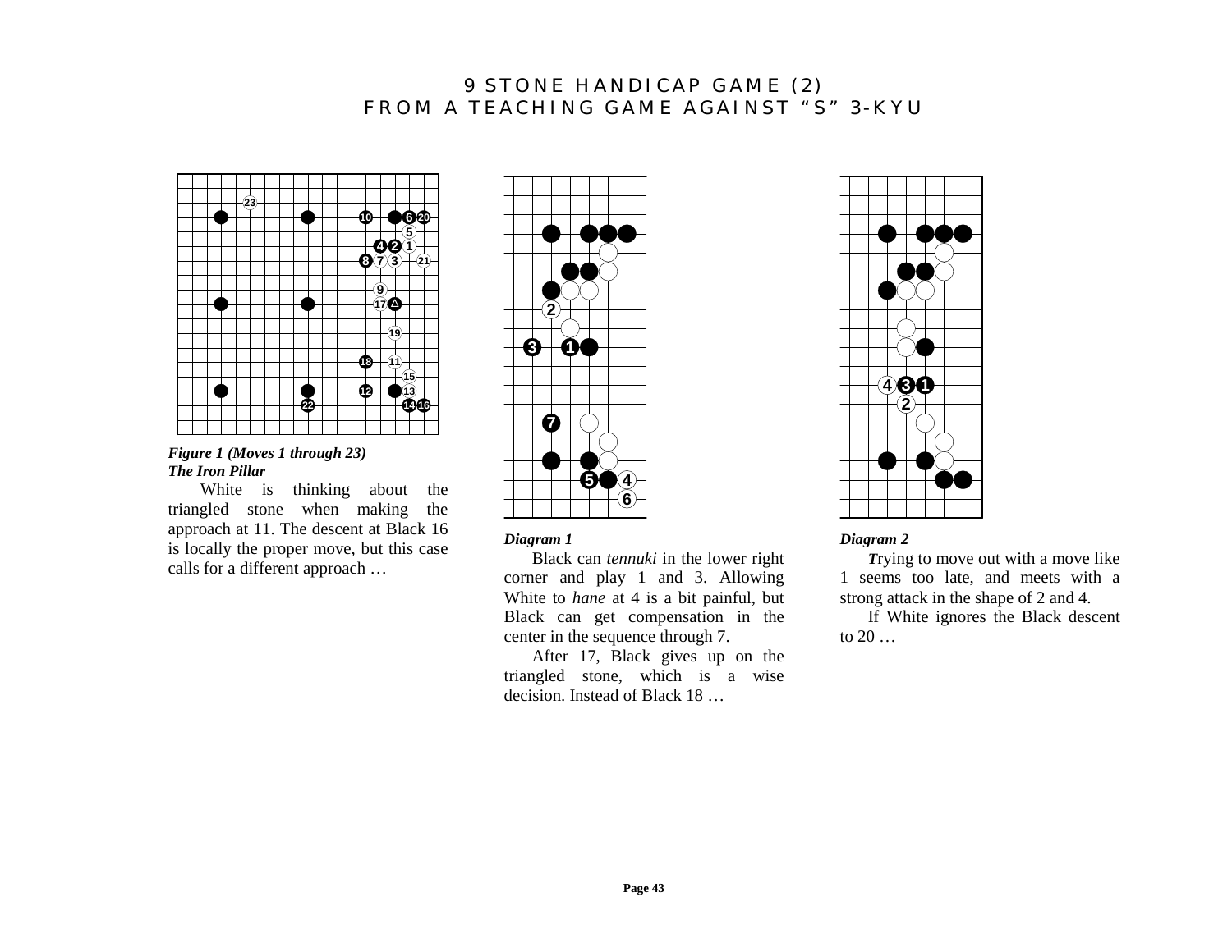# 9 STONE HANDICAP GAME (2)
# FROM A TEACHING GAME AGAINST "S" 3-KYU

***Figure 1 (Moves 1 through 23)***
***The Iron Pillar***

White is thinking about the triangled stone when making the approach at 11. The descent at Black 16 is locally the proper move, but this case calls for a different approach …

***Diagram 1***

Black can *tennuki* in the lower right corner and play 1 and 3. Allowing White to *hane* at 4 is a bit painful, but Black can get compensation in the center in the sequence through 7.

After 17, Black gives up on the triangled stone, which is a wise decision. Instead of Black 18 …

***Diagram 2***

Trying to move out with a move like 1 seems too late, and meets with a strong attack in the shape of 2 and 4.

If White ignores the Black descent to 20 …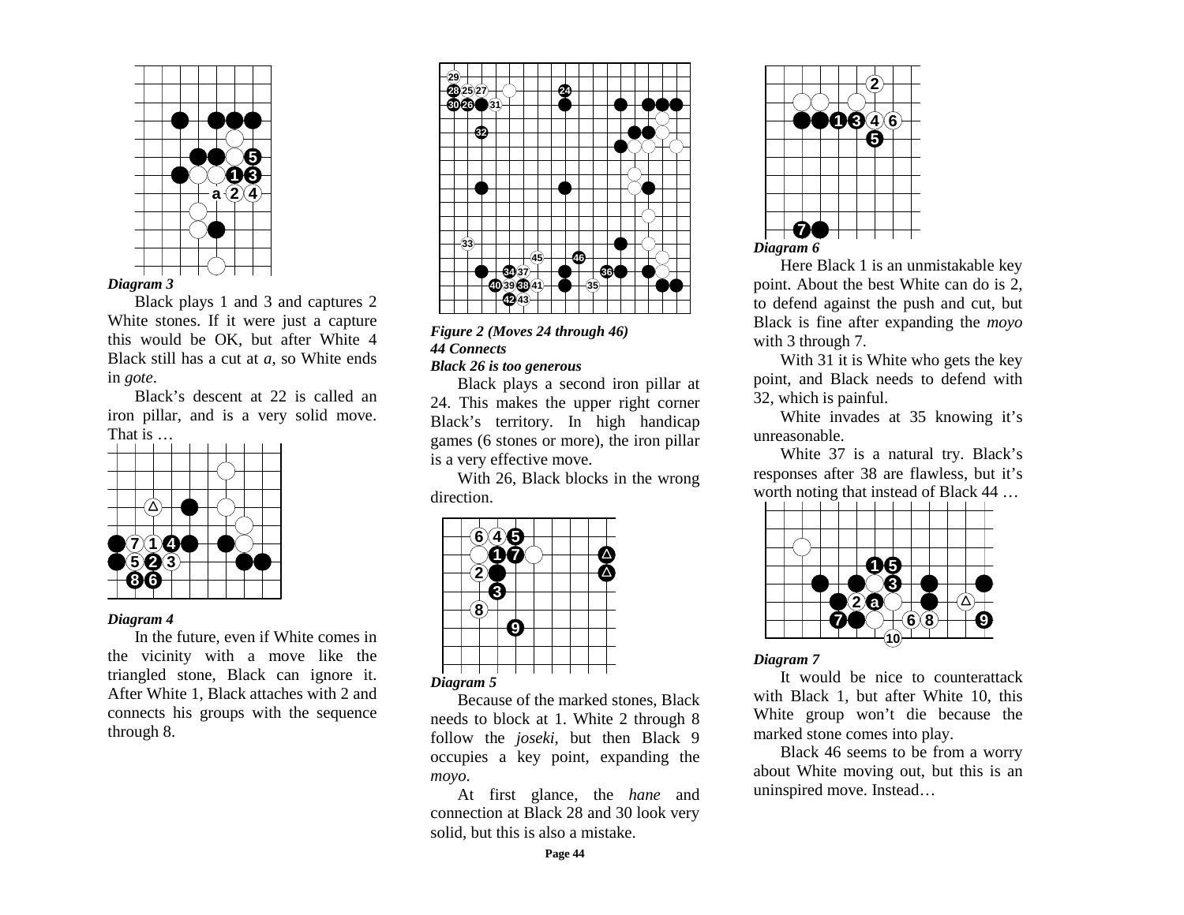*Diagram 3*

Black plays 1 and 3 and captures 2 White stones. If it were just a capture this would be OK, but after White 4 Black still has a cut at *a*, so White ends in *gote*.

Black's descent at 22 is called an iron pillar, and is a very solid move. That is …

*Diagram 4*

In the future, even if White comes in the vicinity with a move like the triangled stone, Black can ignore it. After White 1, Black attaches with 2 and connects his groups with the sequence through 8.

***Figure 2 (Moves 24 through 46)***
***44 Connects***
***Black 26 is too generous***

Black plays a second iron pillar at 24. This makes the upper right corner Black's territory. In high handicap games (6 stones or more), the iron pillar is a very effective move.

With 26, Black blocks in the wrong direction.

*Diagram 5*

Because of the marked stones, Black needs to block at 1. White 2 through 8 follow the *joseki*, but then Black 9 occupies a key point, expanding the *moyo*.

At first glance, the *hane* and connection at Black 28 and 30 look very solid, but this is also a mistake.

*Diagram 6*

Here Black 1 is an unmistakable key point. About the best White can do is 2, to defend against the push and cut, but Black is fine after expanding the *moyo* with 3 through 7.

With 31 it is White who gets the key point, and Black needs to defend with 32, which is painful.

White invades at 35 knowing it's unreasonable.

White 37 is a natural try. Black's responses after 38 are flawless, but it's worth noting that instead of Black 44 …

*Diagram 7*

It would be nice to counterattack with Black 1, but after White 10, this White group won't die because the marked stone comes into play.

Black 46 seems to be from a worry about White moving out, but this is an uninspired move. Instead…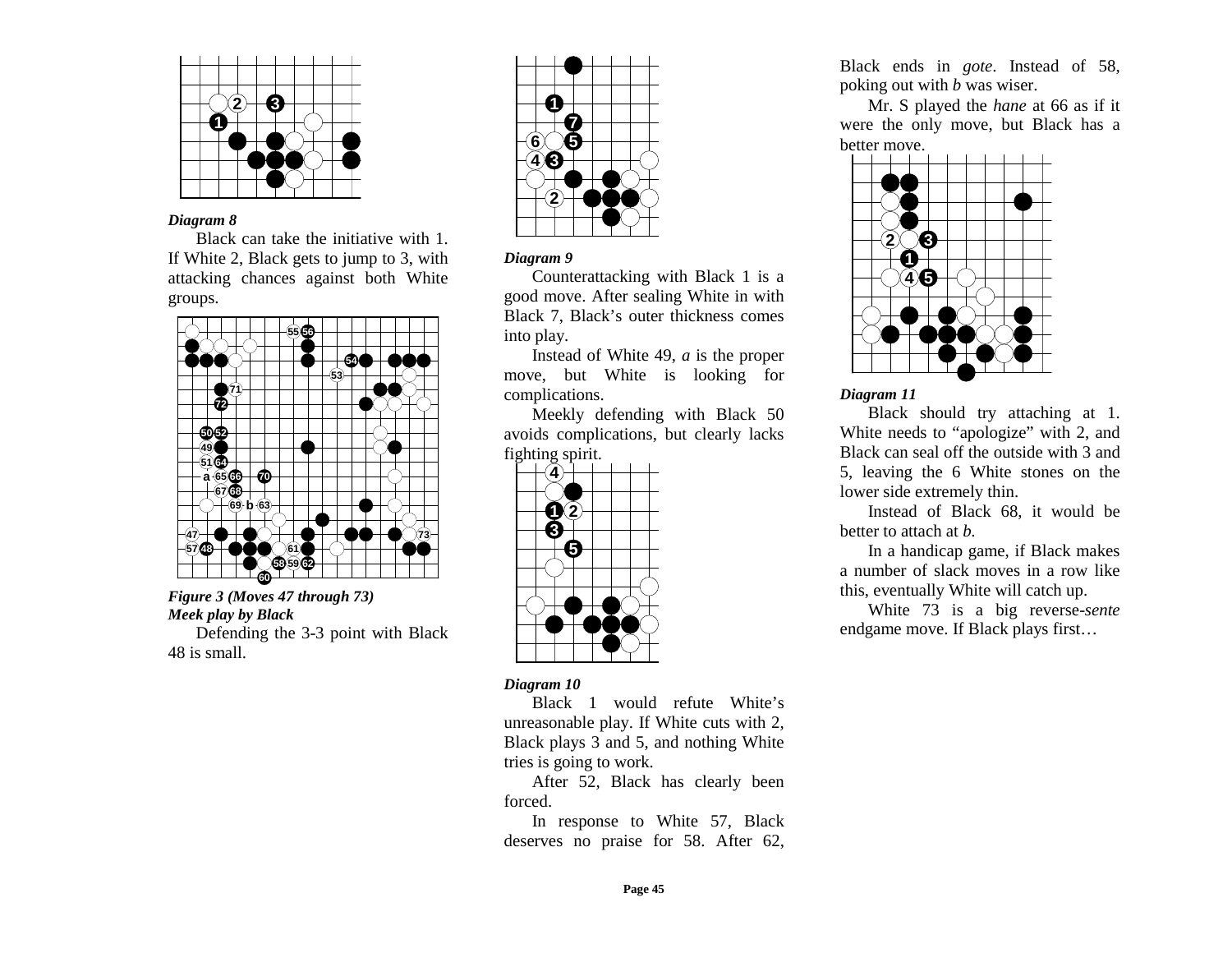*Diagram 8*

Black can take the initiative with 1. If White 2, Black gets to jump to 3, with attacking chances against both White groups.

*Figure 3 (Moves 47 through 73)*
*Meek play by Black*

Defending the 3-3 point with Black 48 is small.

*Diagram 9*

Counterattacking with Black 1 is a good move. After sealing White in with Black 7, Black's outer thickness comes into play.

Instead of White 49, *a* is the proper move, but White is looking for complications.

Meekly defending with Black 50 avoids complications, but clearly lacks fighting spirit.

*Diagram 10*

Black 1 would refute White's unreasonable play. If White cuts with 2, Black plays 3 and 5, and nothing White tries is going to work.

After 52, Black has clearly been forced.

In response to White 57, Black deserves no praise for 58. After 62, Black ends in *gote*. Instead of 58, poking out with *b* was wiser.

Mr. S played the *hane* at 66 as if it were the only move, but Black has a better move.

*Diagram 11*

Black should try attaching at 1. White needs to "apologize" with 2, and Black can seal off the outside with 3 and 5, leaving the 6 White stones on the lower side extremely thin.

Instead of Black 68, it would be better to attach at *b*.

In a handicap game, if Black makes a number of slack moves in a row like this, eventually White will catch up.

White 73 is a big reverse-*sente* endgame move. If Black plays first…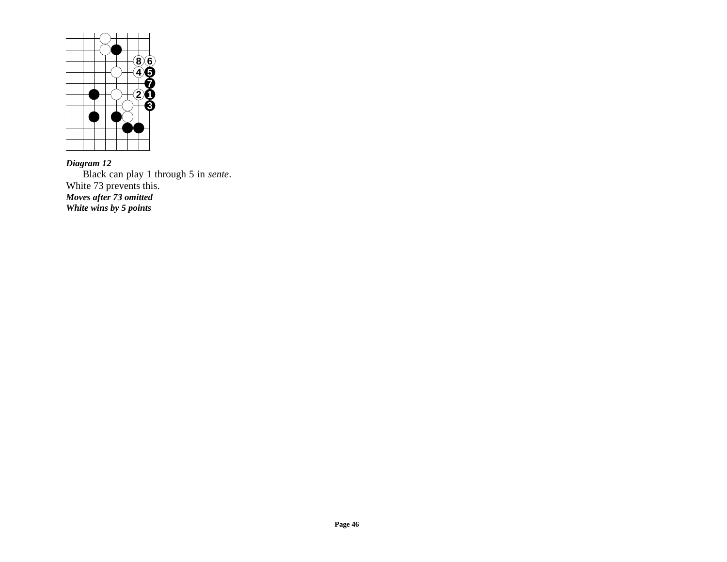***Diagram 12***

Black can play 1 through 5 in *sente*. White 73 prevents this.

***Moves after 73 omitted***

***White wins by 5 points***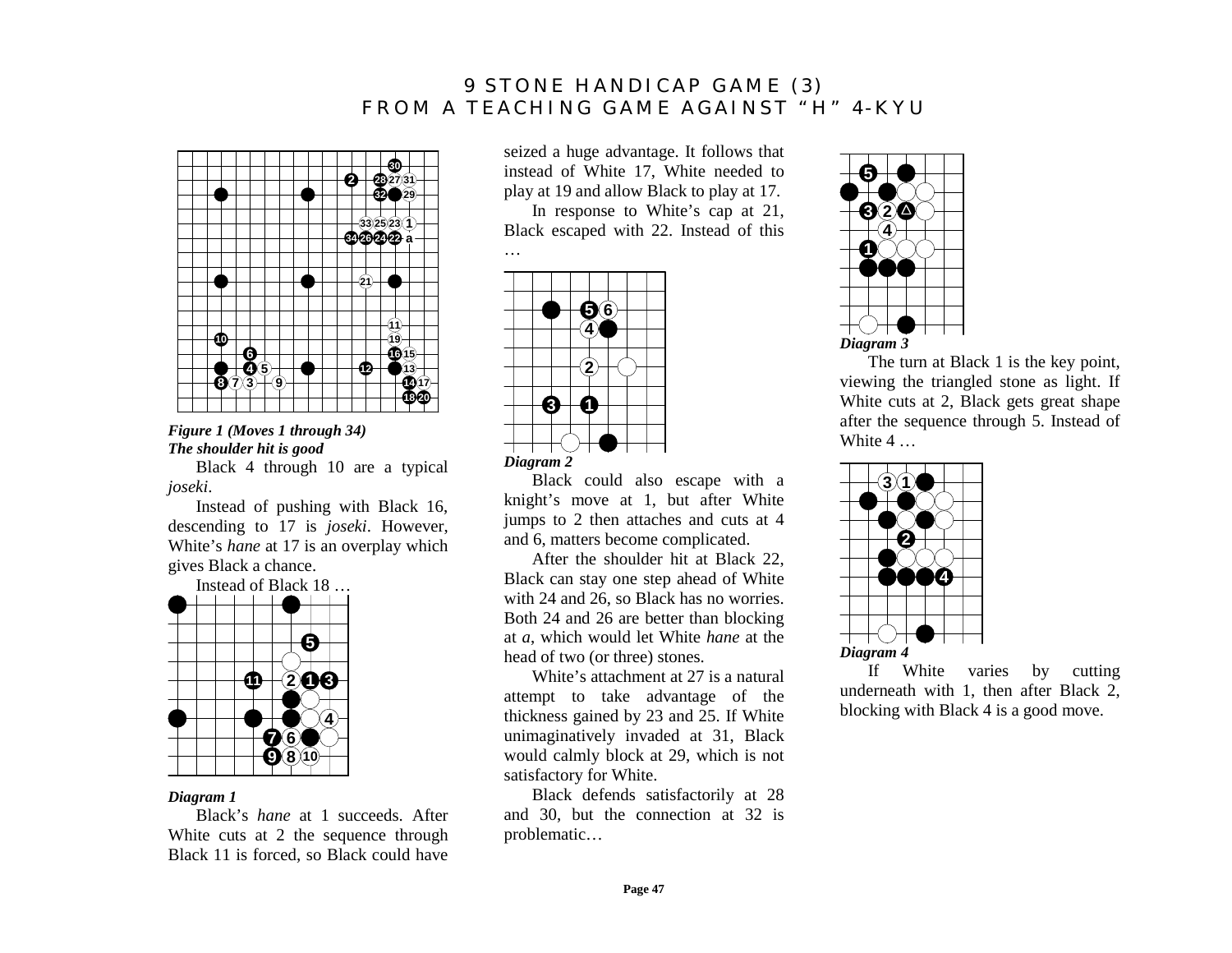# 9 STONE HANDICAP GAME (3)
## FROM A TEACHING GAME AGAINST "H" 4-KYU

*Figure 1 (Moves 1 through 34)*
*The shoulder hit is good*

Black 4 through 10 are a typical *joseki*.

Instead of pushing with Black 16, descending to 17 is *joseki*. However, White's *hane* at 17 is an overplay which gives Black a chance.

Instead of Black 18 …

*Diagram 1*

Black's *hane* at 1 succeeds. After White cuts at 2 the sequence through Black 11 is forced, so Black could have seized a huge advantage. It follows that instead of White 17, White needed to play at 19 and allow Black to play at 17.

In response to White's cap at 21, Black escaped with 22. Instead of this …

*Diagram 2*

Black could also escape with a knight's move at 1, but after White jumps to 2 then attaches and cuts at 4 and 6, matters become complicated.

After the shoulder hit at Black 22, Black can stay one step ahead of White with 24 and 26, so Black has no worries. Both 24 and 26 are better than blocking at *a*, which would let White *hane* at the head of two (or three) stones.

White's attachment at 27 is a natural attempt to take advantage of the thickness gained by 23 and 25. If White unimaginatively invaded at 31, Black would calmly block at 29, which is not satisfactory for White.

Black defends satisfactorily at 28 and 30, but the connection at 32 is problematic…

*Diagram 3*

The turn at Black 1 is the key point, viewing the triangled stone as light. If White cuts at 2, Black gets great shape after the sequence through 5. Instead of White 4 …

*Diagram 4*

If White varies by cutting underneath with 1, then after Black 2, blocking with Black 4 is a good move.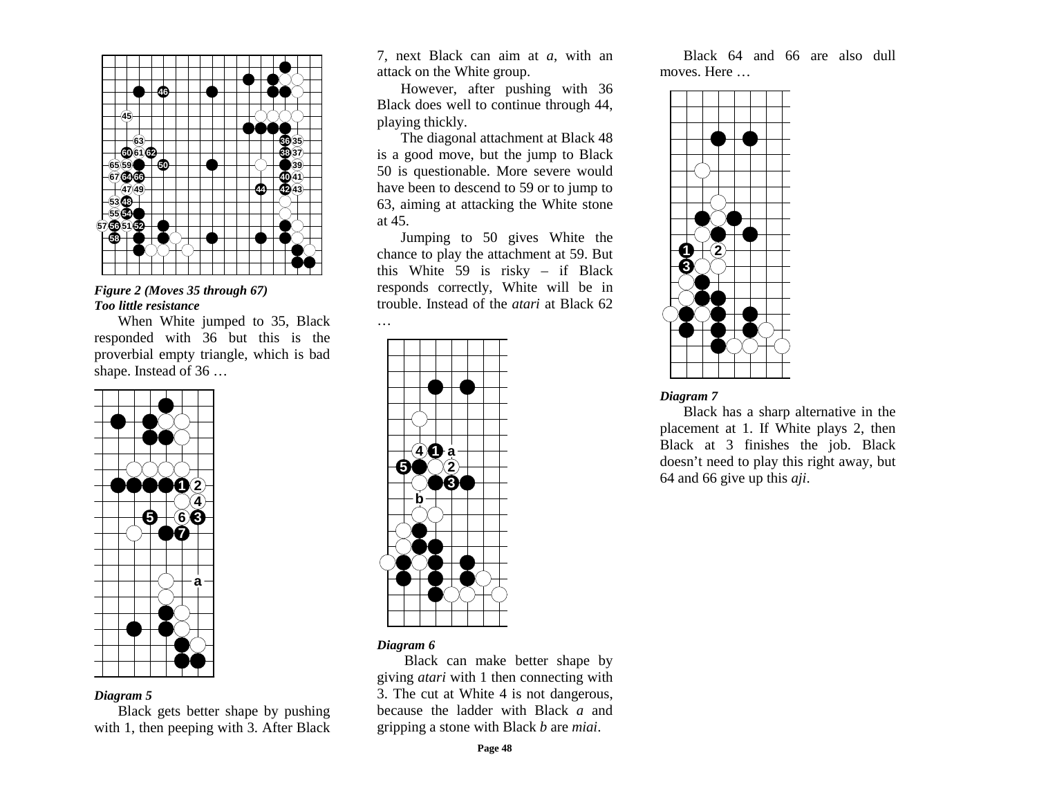*Figure 2 (Moves 35 through 67)*
***Too little resistance***

When White jumped to 35, Black responded with 36 but this is the proverbial empty triangle, which is bad shape. Instead of 36 …

*Diagram 5*

Black gets better shape by pushing with 1, then peeping with 3. After Black 7, next Black can aim at *a*, with an attack on the White group.

However, after pushing with 36 Black does well to continue through 44, playing thickly.

The diagonal attachment at Black 48 is a good move, but the jump to Black 50 is questionable. More severe would have been to descend to 59 or to jump to 63, aiming at attacking the White stone at 45.

Jumping to 50 gives White the chance to play the attachment at 59. But this White 59 is risky – if Black responds correctly, White will be in trouble. Instead of the *atari* at Black 62 …

*Diagram 6*

Black can make better shape by giving *atari* with 1 then connecting with 3. The cut at White 4 is not dangerous, because the ladder with Black *a* and gripping a stone with Black *b* are *miai*.

Black 64 and 66 are also dull moves. Here …

*Diagram 7*

Black has a sharp alternative in the placement at 1. If White plays 2, then Black at 3 finishes the job. Black doesn't need to play this right away, but 64 and 66 give up this *aji*.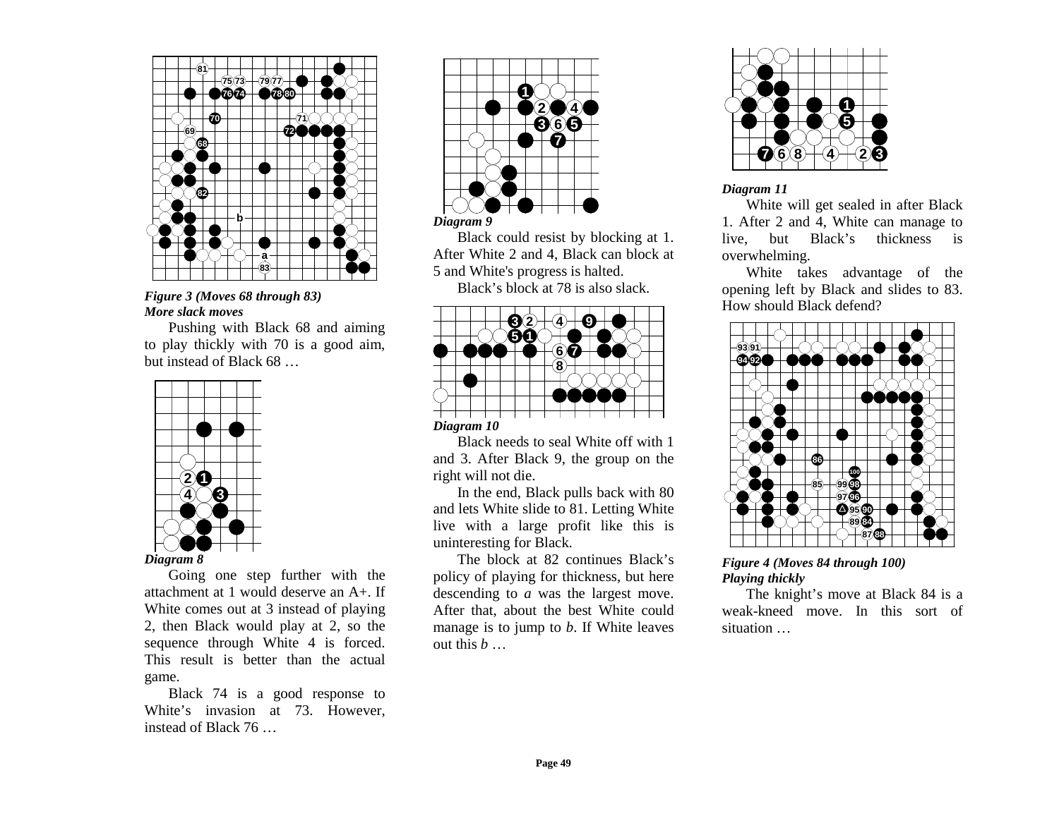*Figure 3 (Moves 68 through 83)*
***More slack moves***

Pushing with Black 68 and aiming to play thickly with 70 is a good aim, but instead of Black 68 …

*Diagram 8*

Going one step further with the attachment at 1 would deserve an A+. If White comes out at 3 instead of playing 2, then Black would play at 2, so the sequence through White 4 is forced. This result is better than the actual game.

Black 74 is a good response to White's invasion at 73. However, instead of Black 76 …

*Diagram 9*

Black could resist by blocking at 1. After White 2 and 4, Black can block at 5 and White's progress is halted.

Black's block at 78 is also slack.

*Diagram 10*

Black needs to seal White off with 1 and 3. After Black 9, the group on the right will not die.

In the end, Black pulls back with 80 and lets White slide to 81. Letting White live with a large profit like this is uninteresting for Black.

The block at 82 continues Black's policy of playing for thickness, but here descending to *a* was the largest move. After that, about the best White could manage is to jump to *b*. If White leaves out this *b* …

*Diagram 11*

White will get sealed in after Black 1. After 2 and 4, White can manage to live, but Black's thickness is overwhelming.

White takes advantage of the opening left by Black and slides to 83. How should Black defend?

*Figure 4 (Moves 84 through 100)*
***Playing thickly***

The knight's move at Black 84 is a weak-kneed move. In this sort of situation …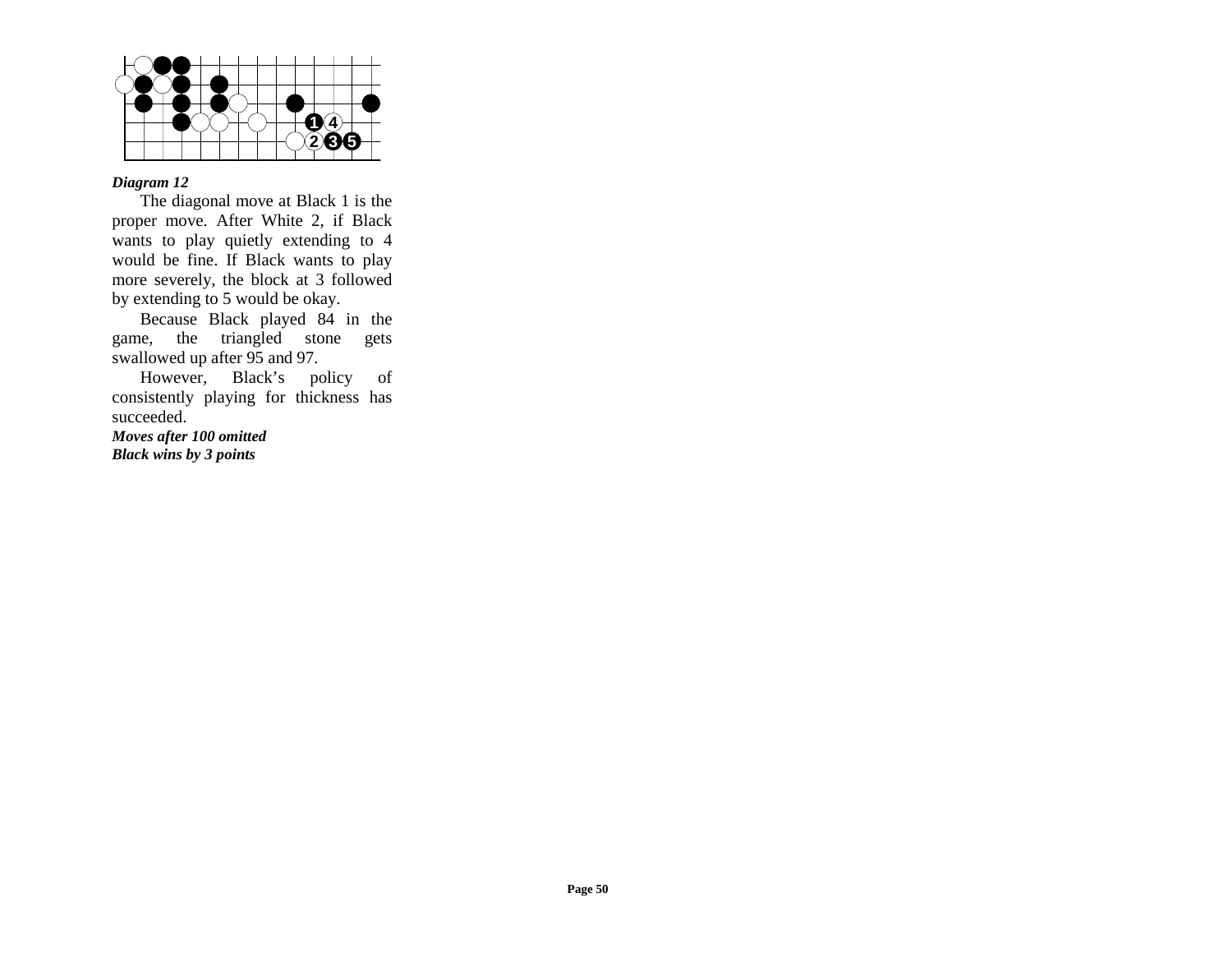***Diagram 12***

The diagonal move at Black 1 is the proper move. After White 2, if Black wants to play quietly extending to 4 would be fine. If Black wants to play more severely, the block at 3 followed by extending to 5 would be okay.

Because Black played 84 in the game, the triangled stone gets swallowed up after 95 and 97.

However, Black's policy of consistently playing for thickness has succeeded.

***Moves after 100 omitted***

***Black wins by 3 points***